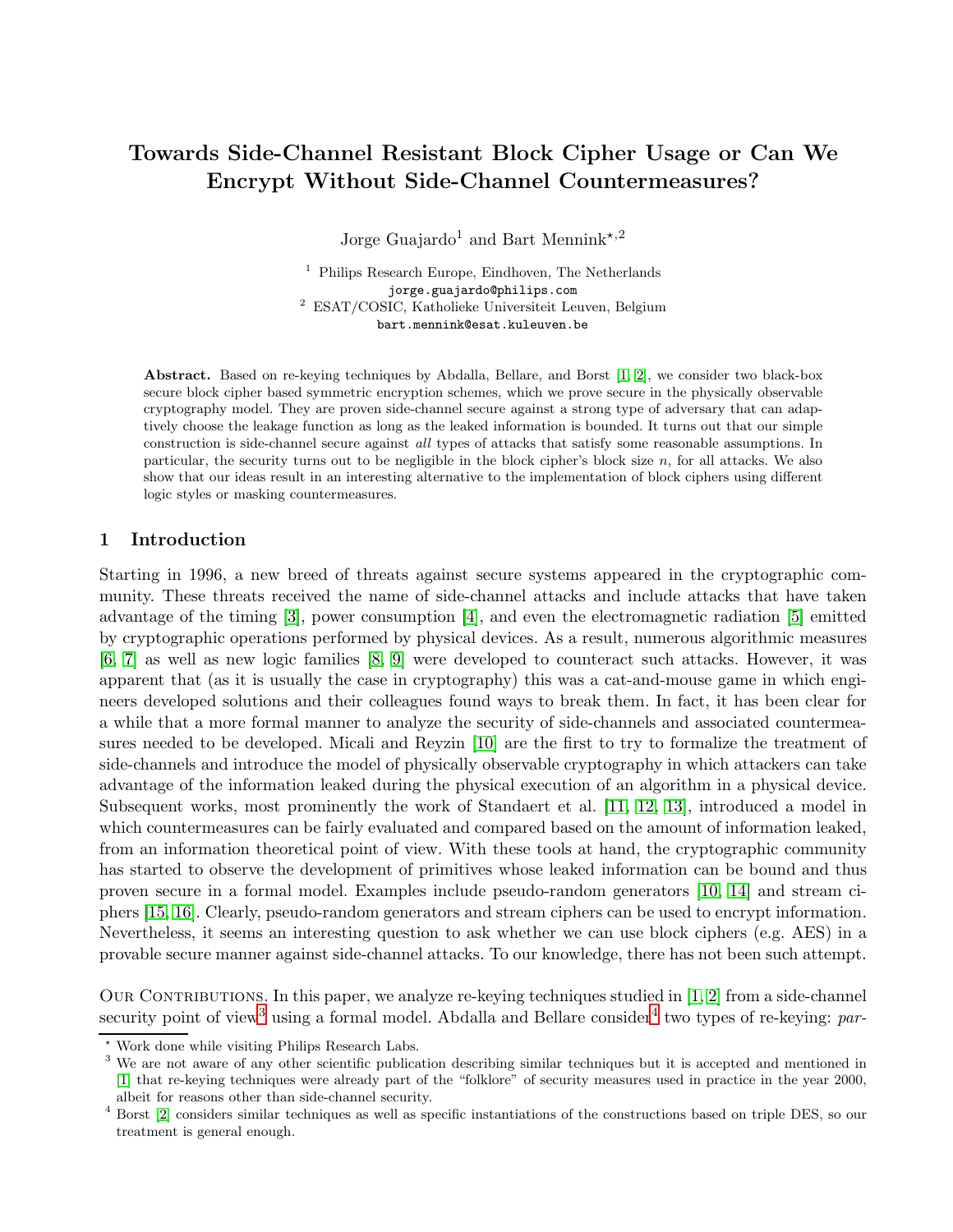# Towards Side-Channel Resistant Block Cipher Usage or Can We Encrypt Without Side-Channel Countermeasures?

Jorge Guajardo[1] and Bart Mennink[⋆,2]

[1] Philips Research Europe, Eindhoven, The Netherlands
jorge.guajardo@philips.com
[2] ESAT/COSIC, Katholieke Universiteit Leuven, Belgium
bart.mennink@esat.kuleuven.be

**Abstract.** Based on re-keying techniques by Abdalla, Bellare, and Borst [1, 2], we consider two black-box secure block cipher based symmetric encryption schemes, which we prove secure in the physically observable cryptography model. They are proven side-channel secure against a strong type of adversary that can adaptively choose the leakage function as long as the leaked information is bounded. It turns out that our simple construction is side-channel secure against *all* types of attacks that satisfy some reasonable assumptions. In particular, the security turns out to be negligible in the block cipher's block size $n$, for all attacks. We also show that our ideas result in an interesting alternative to the implementation of block ciphers using different logic styles or masking countermeasures.

## 1 Introduction

Starting in 1996, a new breed of threats against secure systems appeared in the cryptographic community. These threats received the name of side-channel attacks and include attacks that have taken advantage of the timing [3], power consumption [4], and even the electromagnetic radiation [5] emitted by cryptographic operations performed by physical devices. As a result, numerous algorithmic measures [6, 7] as well as new logic families [8, 9] were developed to counteract such attacks. However, it was apparent that (as it is usually the case in cryptography) this was a cat-and-mouse game in which engineers developed solutions and their colleagues found ways to break them. In fact, it has been clear for a while that a more formal manner to analyze the security of side-channels and associated countermeasures needed to be developed. Micali and Reyzin [10] are the first to try to formalize the treatment of side-channels and introduce the model of physically observable cryptography in which attackers can take advantage of the information leaked during the physical execution of an algorithm in a physical device. Subsequent works, most prominently the work of Standaert et al. [11, 12, 13], introduced a model in which countermeasures can be fairly evaluated and compared based on the amount of information leaked, from an information theoretical point of view. With these tools at hand, the cryptographic community has started to observe the development of primitives whose leaked information can be bound and thus proven secure in a formal model. Examples include pseudo-random generators [10, 14] and stream ciphers [15, 16]. Clearly, pseudo-random generators and stream ciphers can be used to encrypt information. Nevertheless, it seems an interesting question to ask whether we can use block ciphers (e.g. AES) in a provable secure manner against side-channel attacks. To our knowledge, there has not been such attempt.

Our Contributions. In this paper, we analyze re-keying techniques studied in [1, 2] from a side-channel security point of view[3] using a formal model. Abdalla and Bellare consider[4] two types of re-keying: *par-*

[⋆] Work done while visiting Philips Research Labs.

[3] We are not aware of any other scientific publication describing similar techniques but it is accepted and mentioned in [1] that re-keying techniques were already part of the "folklore" of security measures used in practice in the year 2000, albeit for reasons other than side-channel security.

[4] Borst [2] considers similar techniques as well as specific instantiations of the constructions based on triple DES, so our treatment is general enough.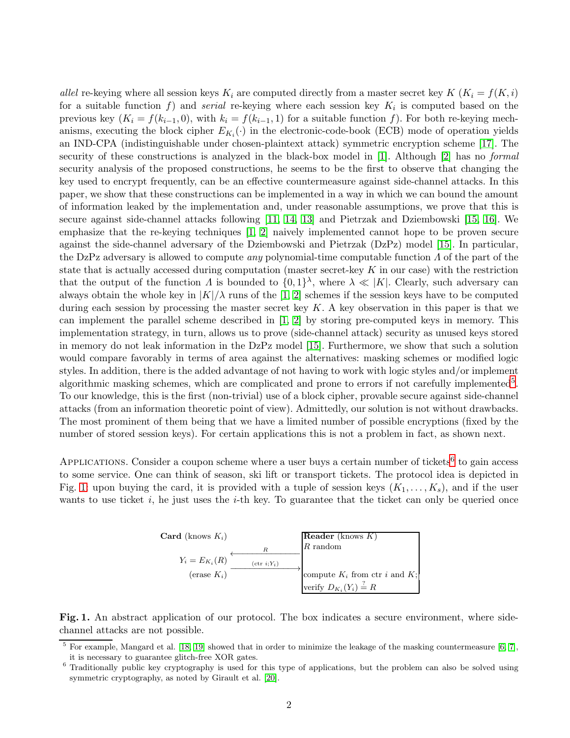*allel* re-keying where all session keys $K_i$ are computed directly from a master secret key $K$ ($K_i = f(K, i)$ for a suitable function $f$) and *serial* re-keying where each session key $K_i$ is computed based on the previous key ($K_i = f(k_{i-1}, 0)$, with $k_i = f(k_{i-1}, 1)$ for a suitable function $f$). For both re-keying mechanisms, executing the block cipher $E_{K_i}(\cdot)$ in the electronic-code-book (ECB) mode of operation yields an IND-CPA (indistinguishable under chosen-plaintext attack) symmetric encryption scheme [17]. The security of these constructions is analyzed in the black-box model in [1]. Although [2] has no *formal* security analysis of the proposed constructions, he seems to be the first to observe that changing the key used to encrypt frequently, can be an effective countermeasure against side-channel attacks. In this paper, we show that these constructions can be implemented in a way in which we can bound the amount of information leaked by the implementation and, under reasonable assumptions, we prove that this is secure against side-channel attacks following [11, 14, 13] and Pietrzak and Dziembowski [15, 16]. We emphasize that the re-keying techniques [1, 2] naively implemented cannot hope to be proven secure against the side-channel adversary of the Dziembowski and Pietrzak (DzPz) model [15]. In particular, the DzPz adversary is allowed to compute *any* polynomial-time computable function $\Lambda$ of the part of the state that is actually accessed during computation (master secret-key $K$ in our case) with the restriction that the output of the function $\Lambda$ is bounded to $\{0,1\}^{\lambda}$, where $\lambda \ll |K|$. Clearly, such adversary can always obtain the whole key in $|K|/\lambda$ runs of the [1, 2] schemes if the session keys have to be computed during each session by processing the master secret key $K$. A key observation in this paper is that we can implement the parallel scheme described in [1, 2] by storing pre-computed keys in memory. This implementation strategy, in turn, allows us to prove (side-channel attack) security as unused keys stored in memory do not leak information in the DzPz model [15]. Furthermore, we show that such a solution would compare favorably in terms of area against the alternatives: masking schemes or modified logic styles. In addition, there is the added advantage of not having to work with logic styles and/or implement algorithmic masking schemes, which are complicated and prone to errors if not carefully implemented[5]. To our knowledge, this is the first (non-trivial) use of a block cipher, provable secure against side-channel attacks (from an information theoretic point of view). Admittedly, our solution is not without drawbacks. The most prominent of them being that we have a limited number of possible encryptions (fixed by the number of stored session keys). For certain applications this is not a problem in fact, as shown next.

APPLICATIONS. Consider a coupon scheme where a user buys a certain number of tickets[6] to gain access to some service. One can think of season, ski lift or transport tickets. The protocol idea is depicted in Fig. 1: upon buying the card, it is provided with a tuple of session keys $(K_1, \ldots, K_s)$, and if the user wants to use ticket $i$, he just uses the $i$-th key. To guarantee that the ticket can only be queried once

| **Card** (knows $K_i$) | | **Reader** (knows $K$) |
|---|---|---|
| | $\xleftarrow{\quad R \quad}$ | $R$ random |
| $Y_i = E_{K_i}(R)$ | $\xrightarrow{(\text{ctr } i; Y_i)}$ | |
| (erase $K_i$) | | compute $K_i$ from ctr $i$ and $K$; |
| | | verify $D_{K_i}(Y_i) \stackrel{?}{=} R$ |

**Fig. 1.** An abstract application of our protocol. The box indicates a secure environment, where side-channel attacks are not possible.

[5] For example, Mangard et al. [18, 19] showed that in order to minimize the leakage of the masking countermeasure [6, 7], it is necessary to guarantee glitch-free XOR gates.

[6] Traditionally public key cryptography is used for this type of applications, but the problem can also be solved using symmetric cryptography, as noted by Girault et al. [20].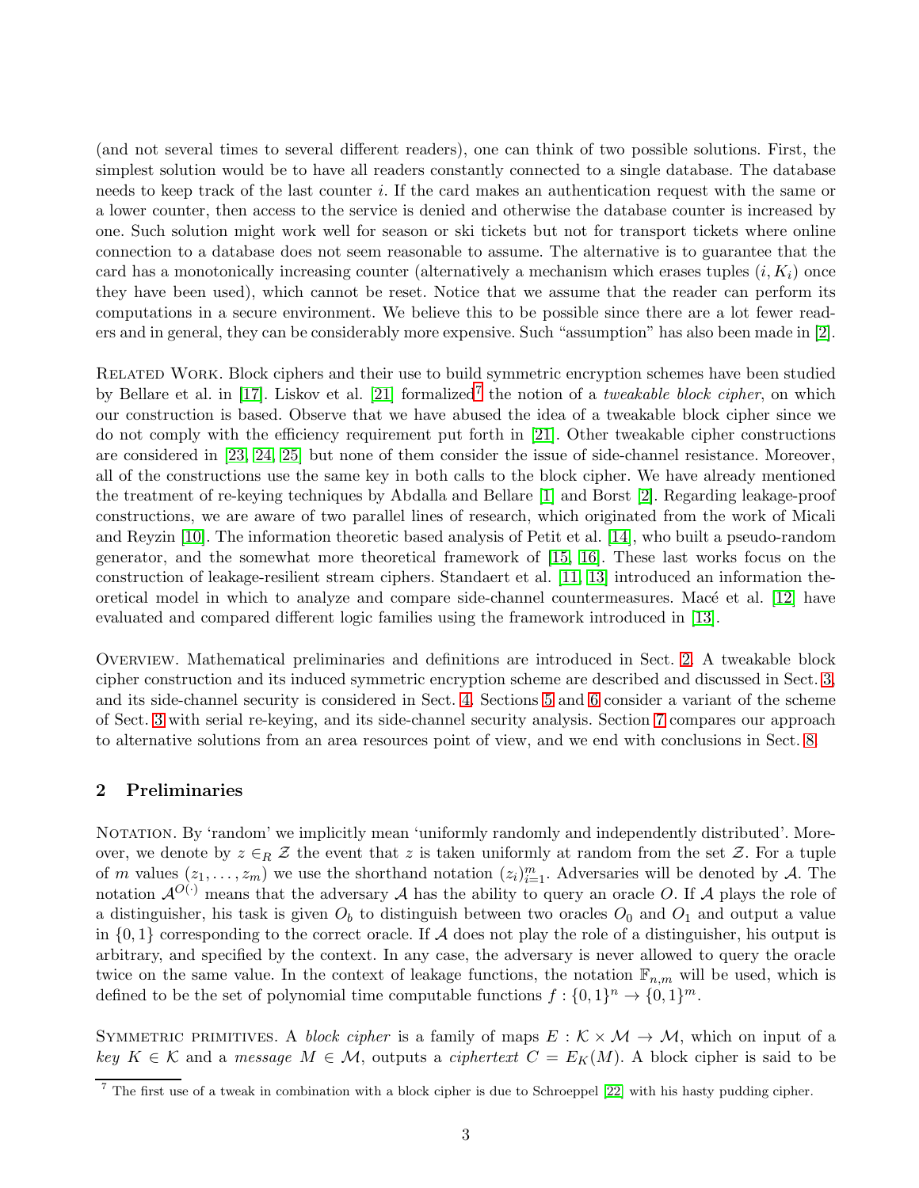(and not several times to several different readers), one can think of two possible solutions. First, the simplest solution would be to have all readers constantly connected to a single database. The database needs to keep track of the last counter $i$. If the card makes an authentication request with the same or a lower counter, then access to the service is denied and otherwise the database counter is increased by one. Such solution might work well for season or ski tickets but not for transport tickets where online connection to a database does not seem reasonable to assume. The alternative is to guarantee that the card has a monotonically increasing counter (alternatively a mechanism which erases tuples $(i, K_i)$ once they have been used), which cannot be reset. Notice that we assume that the reader can perform its computations in a secure environment. We believe this to be possible since there are a lot fewer readers and in general, they can be considerably more expensive. Such "assumption" has also been made in [2].

Related Work. Block ciphers and their use to build symmetric encryption schemes have been studied by Bellare et al. in [17]. Liskov et al. [21] formalized[7] the notion of a *tweakable block cipher*, on which our construction is based. Observe that we have abused the idea of a tweakable block cipher since we do not comply with the efficiency requirement put forth in [21]. Other tweakable cipher constructions are considered in [23, 24, 25] but none of them consider the issue of side-channel resistance. Moreover, all of the constructions use the same key in both calls to the block cipher. We have already mentioned the treatment of re-keying techniques by Abdalla and Bellare [1] and Borst [2]. Regarding leakage-proof constructions, we are aware of two parallel lines of research, which originated from the work of Micali and Reyzin [10]. The information theoretic based analysis of Petit et al. [14], who built a pseudo-random generator, and the somewhat more theoretical framework of [15, 16]. These last works focus on the construction of leakage-resilient stream ciphers. Standaert et al. [11, 13] introduced an information theoretical model in which to analyze and compare side-channel countermeasures. Macé et al. [12] have evaluated and compared different logic families using the framework introduced in [13].

Overview. Mathematical preliminaries and definitions are introduced in Sect. 2. A tweakable block cipher construction and its induced symmetric encryption scheme are described and discussed in Sect. 3, and its side-channel security is considered in Sect. 4. Sections 5 and 6 consider a variant of the scheme of Sect. 3 with serial re-keying, and its side-channel security analysis. Section 7 compares our approach to alternative solutions from an area resources point of view, and we end with conclusions in Sect. 8.

## 2 Preliminaries

Notation. By 'random' we implicitly mean 'uniformly randomly and independently distributed'. Moreover, we denote by $z \in_R \mathcal{Z}$ the event that $z$ is taken uniformly at random from the set $\mathcal{Z}$. For a tuple of $m$ values $(z_1, \ldots, z_m)$ we use the shorthand notation $(z_i)_{i=1}^m$. Adversaries will be denoted by $\mathcal{A}$. The notation $\mathcal{A}^{O(\cdot)}$ means that the adversary $\mathcal{A}$ has the ability to query an oracle $O$. If $\mathcal{A}$ plays the role of a distinguisher, his task is given $O_b$ to distinguish between two oracles $O_0$ and $O_1$ and output a value in $\{0, 1\}$ corresponding to the correct oracle. If $\mathcal{A}$ does not play the role of a distinguisher, his output is arbitrary, and specified by the context. In any case, the adversary is never allowed to query the oracle twice on the same value. In the context of leakage functions, the notation $\mathbb{F}_{n,m}$ will be used, which is defined to be the set of polynomial time computable functions $f : \{0, 1\}^n \to \{0, 1\}^m$.

Symmetric primitives. A *block cipher* is a family of maps $E : \mathcal{K} \times \mathcal{M} \to \mathcal{M}$, which on input of a *key* $K \in \mathcal{K}$ and a *message* $M \in \mathcal{M}$, outputs a *ciphertext* $C = E_K(M)$. A block cipher is said to be

[7] The first use of a tweak in combination with a block cipher is due to Schroeppel [22] with his hasty pudding cipher.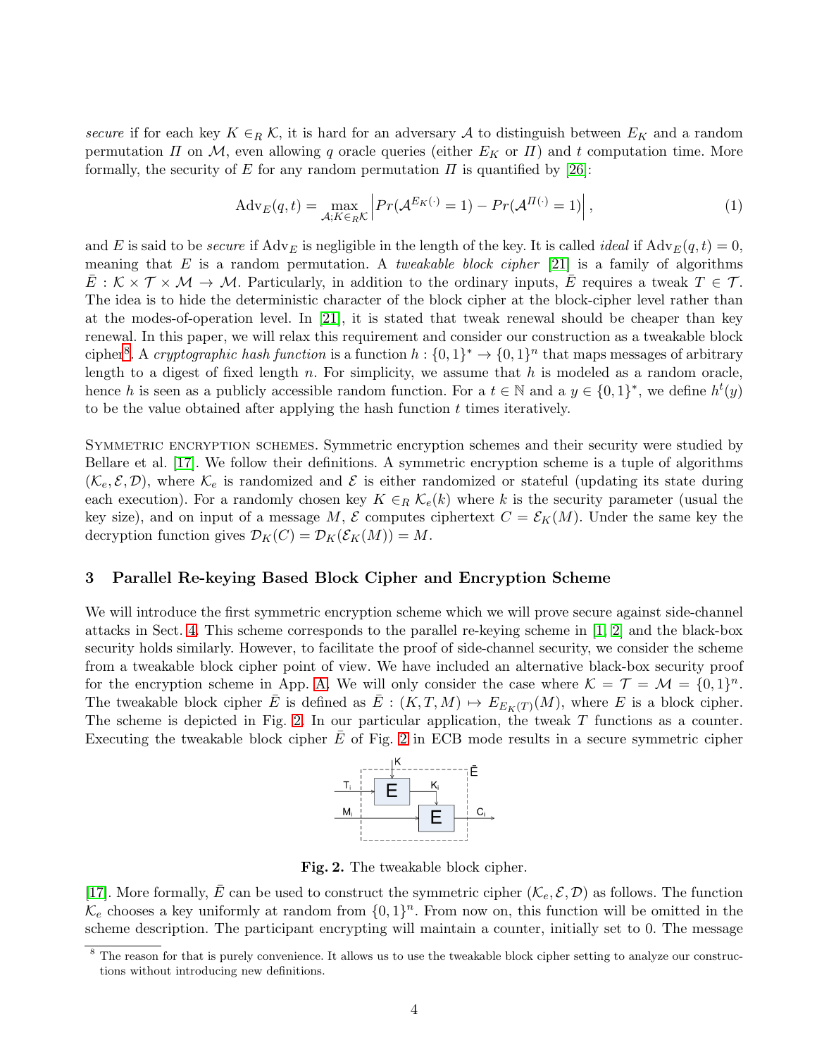*secure* if for each key $K \in_R \mathcal{K}$, it is hard for an adversary $\mathcal{A}$ to distinguish between $E_K$ and a random permutation $\Pi$ on $\mathcal{M}$, even allowing $q$ oracle queries (either $E_K$ or $\Pi$) and $t$ computation time. More formally, the security of $E$ for any random permutation $\Pi$ is quantified by [26]:

$$\mathrm{Adv}_E(q,t) = \max_{\mathcal{A}; K \in_R \mathcal{K}} \left| Pr(\mathcal{A}^{E_K(\cdot)} = 1) - Pr(\mathcal{A}^{\Pi(\cdot)} = 1) \right| , \tag{1}$$

and $E$ is said to be *secure* if $\mathrm{Adv}_E$ is negligible in the length of the key. It is called *ideal* if $\mathrm{Adv}_E(q,t) = 0$, meaning that $E$ is a random permutation. A *tweakable block cipher* [21] is a family of algorithms $\bar{E} : \mathcal{K} \times \mathcal{T} \times \mathcal{M} \to \mathcal{M}$. Particularly, in addition to the ordinary inputs, $\bar{E}$ requires a tweak $T \in \mathcal{T}$. The idea is to hide the deterministic character of the block cipher at the block-cipher level rather than at the modes-of-operation level. In [21], it is stated that tweak renewal should be cheaper than key renewal. In this paper, we will relax this requirement and consider our construction as a tweakable block cipher[8]. A *cryptographic hash function* is a function $h : \{0,1\}^* \to \{0,1\}^n$ that maps messages of arbitrary length to a digest of fixed length $n$. For simplicity, we assume that $h$ is modeled as a random oracle, hence $h$ is seen as a publicly accessible random function. For a $t \in \mathbb{N}$ and a $y \in \{0,1\}^*$, we define $h^t(y)$ to be the value obtained after applying the hash function $t$ times iteratively.

Symmetric encryption schemes. Symmetric encryption schemes and their security were studied by Bellare et al. [17]. We follow their definitions. A symmetric encryption scheme is a tuple of algorithms $(\mathcal{K}_e, \mathcal{E}, \mathcal{D})$, where $\mathcal{K}_e$ is randomized and $\mathcal{E}$ is either randomized or stateful (updating its state during each execution). For a randomly chosen key $K \in_R \mathcal{K}_e(k)$ where $k$ is the security parameter (usual the key size), and on input of a message $M$, $\mathcal{E}$ computes ciphertext $C = \mathcal{E}_K(M)$. Under the same key the decryption function gives $\mathcal{D}_K(C) = \mathcal{D}_K(\mathcal{E}_K(M)) = M$.

## 3 Parallel Re-keying Based Block Cipher and Encryption Scheme

We will introduce the first symmetric encryption scheme which we will prove secure against side-channel attacks in Sect. 4. This scheme corresponds to the parallel re-keying scheme in [1, 2] and the black-box security holds similarly. However, to facilitate the proof of side-channel security, we consider the scheme from a tweakable block cipher point of view. We have included an alternative black-box security proof for the encryption scheme in App. A. We will only consider the case where $\mathcal{K} = \mathcal{T} = \mathcal{M} = \{0,1\}^n$. The tweakable block cipher $\bar{E}$ is defined as $\bar{E} : (K, T, M) \mapsto E_{E_K(T)}(M)$, where $E$ is a block cipher. The scheme is depicted in Fig. 2. In our particular application, the tweak $T$ functions as a counter. Executing the tweakable block cipher $\bar{E}$ of Fig. 2 in ECB mode results in a secure symmetric cipher

**Fig. 2.** The tweakable block cipher.

[17]. More formally, $\bar{E}$ can be used to construct the symmetric cipher $(\mathcal{K}_e, \mathcal{E}, \mathcal{D})$ as follows. The function $\mathcal{K}_e$ chooses a key uniformly at random from $\{0,1\}^n$. From now on, this function will be omitted in the scheme description. The participant encrypting will maintain a counter, initially set to 0. The message

---

[8] The reason for that is purely convenience. It allows us to use the tweakable block cipher setting to analyze our constructions without introducing new definitions.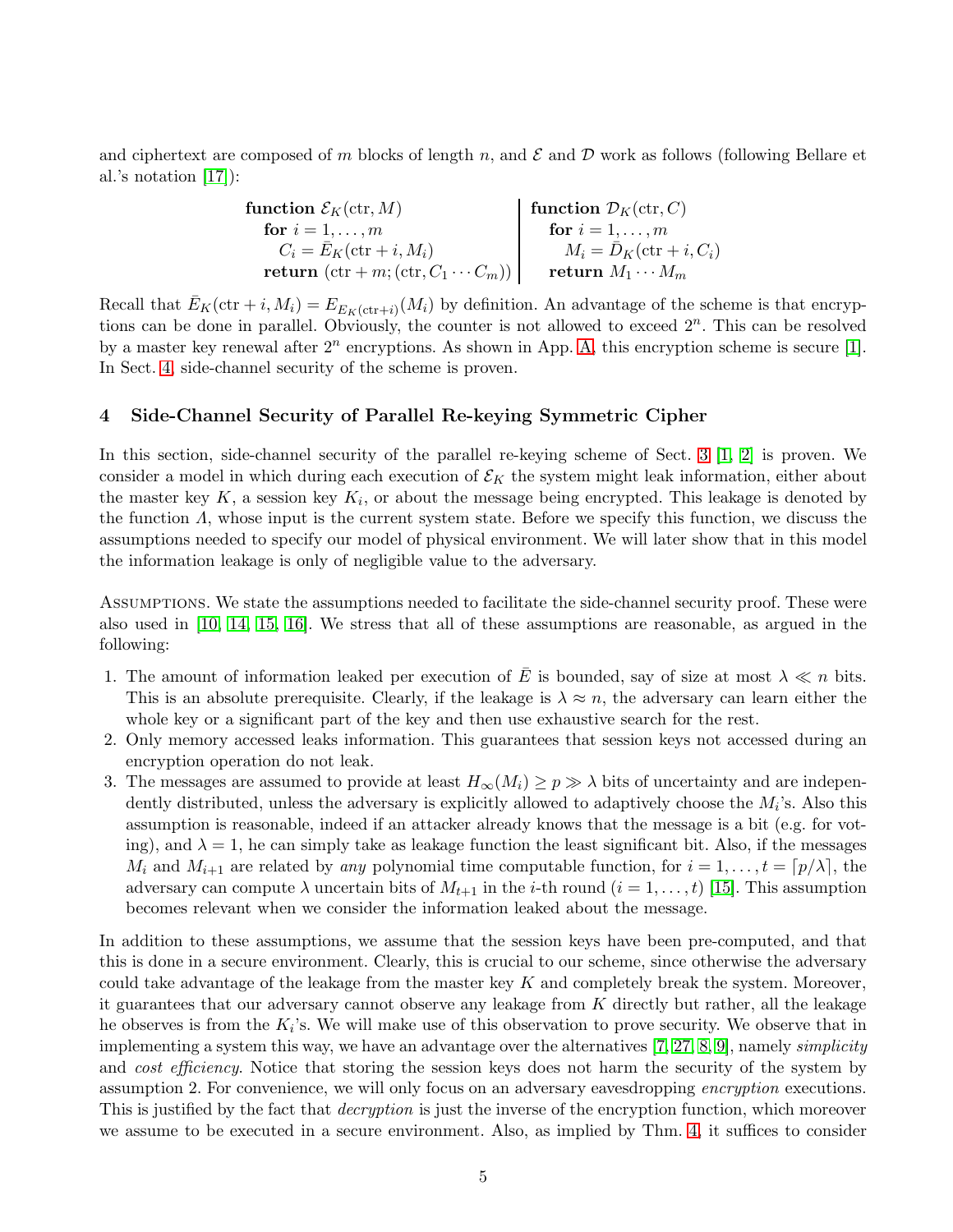and ciphertext are composed of $m$ blocks of length $n$, and $\mathcal{E}$ and $\mathcal{D}$ work as follows (following Bellare et al.'s notation [17]):

$$
\begin{array}{l|l}
\textbf{function } \mathcal{E}_K(\text{ctr}, M) & \textbf{function } \mathcal{D}_K(\text{ctr}, C) \\
\quad \textbf{for } i = 1, \ldots, m & \quad \textbf{for } i = 1, \ldots, m \\
\quad\quad C_i = \bar{E}_K(\text{ctr} + i, M_i) & \quad\quad M_i = \bar{D}_K(\text{ctr} + i, C_i) \\
\quad \textbf{return } (\text{ctr} + m; (\text{ctr}, C_1 \cdots C_m)) & \quad \textbf{return } M_1 \cdots M_m
\end{array}
$$

Recall that $\bar{E}_K(\text{ctr} + i, M_i) = E_{E_K(\text{ctr}+i)}(M_i)$ by definition. An advantage of the scheme is that encryptions can be done in parallel. Obviously, the counter is not allowed to exceed $2^n$. This can be resolved by a master key renewal after $2^n$ encryptions. As shown in App. A, this encryption scheme is secure [1]. In Sect. 4, side-channel security of the scheme is proven.

## 4 Side-Channel Security of Parallel Re-keying Symmetric Cipher

In this section, side-channel security of the parallel re-keying scheme of Sect. 3 [1, 2] is proven. We consider a model in which during each execution of $\mathcal{E}_K$ the system might leak information, either about the master key $K$, a session key $K_i$, or about the message being encrypted. This leakage is denoted by the function $\Lambda$, whose input is the current system state. Before we specify this function, we discuss the assumptions needed to specify our model of physical environment. We will later show that in this model the information leakage is only of negligible value to the adversary.

Assumptions. We state the assumptions needed to facilitate the side-channel security proof. These were also used in [10, 14, 15, 16]. We stress that all of these assumptions are reasonable, as argued in the following:

1. The amount of information leaked per execution of $\bar{E}$ is bounded, say of size at most $\lambda \ll n$ bits. This is an absolute prerequisite. Clearly, if the leakage is $\lambda \approx n$, the adversary can learn either the whole key or a significant part of the key and then use exhaustive search for the rest.
2. Only memory accessed leaks information. This guarantees that session keys not accessed during an encryption operation do not leak.
3. The messages are assumed to provide at least $H_\infty(M_i) \geq p \gg \lambda$ bits of uncertainty and are independently distributed, unless the adversary is explicitly allowed to adaptively choose the $M_i$'s. Also this assumption is reasonable, indeed if an attacker already knows that the message is a bit (e.g. for voting), and $\lambda = 1$, he can simply take as leakage function the least significant bit. Also, if the messages $M_i$ and $M_{i+1}$ are related by *any* polynomial time computable function, for $i = 1, \ldots, t = \lceil p/\lambda \rceil$, the adversary can compute $\lambda$ uncertain bits of $M_{t+1}$ in the $i$-th round ($i = 1, \ldots, t$) [15]. This assumption becomes relevant when we consider the information leaked about the message.

In addition to these assumptions, we assume that the session keys have been pre-computed, and that this is done in a secure environment. Clearly, this is crucial to our scheme, since otherwise the adversary could take advantage of the leakage from the master key $K$ and completely break the system. Moreover, it guarantees that our adversary cannot observe any leakage from $K$ directly but rather, all the leakage he observes is from the $K_i$'s. We will make use of this observation to prove security. We observe that in implementing a system this way, we have an advantage over the alternatives [7, 27, 8, 9], namely *simplicity* and *cost efficiency*. Notice that storing the session keys does not harm the security of the system by assumption 2. For convenience, we will only focus on an adversary eavesdropping *encryption* executions. This is justified by the fact that *decryption* is just the inverse of the encryption function, which moreover we assume to be executed in a secure environment. Also, as implied by Thm. 4, it suffices to consider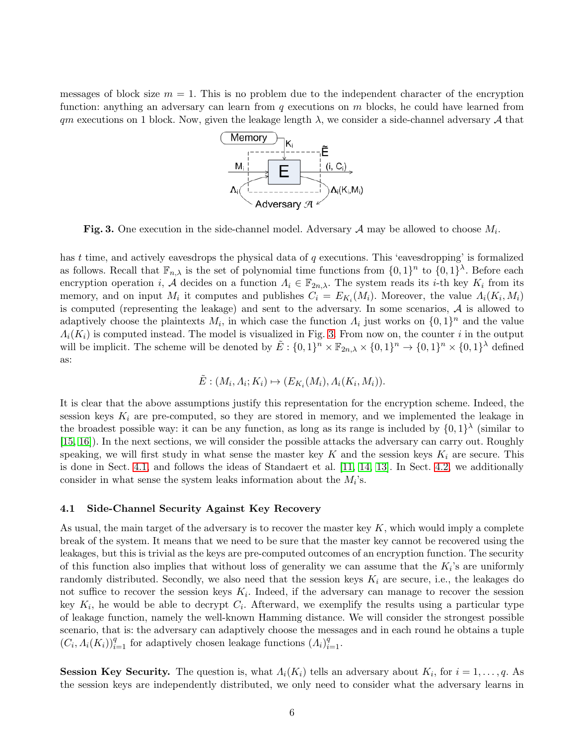messages of block size $m = 1$. This is no problem due to the independent character of the encryption function: anything an adversary can learn from $q$ executions on $m$ blocks, he could have learned from $qm$ executions on 1 block. Now, given the leakage length $\lambda$, we consider a side-channel adversary $\mathcal{A}$ that

**Fig. 3.** One execution in the side-channel model. Adversary $\mathcal{A}$ may be allowed to choose $M_i$.

has $t$ time, and actively eavesdrops the physical data of $q$ executions. This 'eavesdropping' is formalized as follows. Recall that $\mathbb{F}_{n,\lambda}$ is the set of polynomial time functions from $\{0,1\}^n$ to $\{0,1\}^\lambda$. Before each encryption operation $i$, $\mathcal{A}$ decides on a function $\Lambda_i \in \mathbb{F}_{2n,\lambda}$. The system reads its $i$-th key $K_i$ from its memory, and on input $M_i$ it computes and publishes $C_i = E_{K_i}(M_i)$. Moreover, the value $\Lambda_i(K_i, M_i)$ is computed (representing the leakage) and sent to the adversary. In some scenarios, $\mathcal{A}$ is allowed to adaptively choose the plaintexts $M_i$, in which case the function $\Lambda_i$ just works on $\{0,1\}^n$ and the value $\Lambda_i(K_i)$ is computed instead. The model is visualized in Fig. 3. From now on, the counter $i$ in the output will be implicit. The scheme will be denoted by $\tilde{E} : \{0,1\}^n \times \mathbb{F}_{2n,\lambda} \times \{0,1\}^n \to \{0,1\}^n \times \{0,1\}^\lambda$ defined as:

$$\tilde{E} : (M_i, \Lambda_i; K_i) \mapsto (E_{K_i}(M_i), \Lambda_i(K_i, M_i)).$$

It is clear that the above assumptions justify this representation for the encryption scheme. Indeed, the session keys $K_i$ are pre-computed, so they are stored in memory, and we implemented the leakage in the broadest possible way: it can be any function, as long as its range is included by $\{0,1\}^\lambda$ (similar to [15, 16]). In the next sections, we will consider the possible attacks the adversary can carry out. Roughly speaking, we will first study in what sense the master key $K$ and the session keys $K_i$ are secure. This is done in Sect. 4.1, and follows the ideas of Standaert et al. [11, 14, 13]. In Sect. 4.2, we additionally consider in what sense the system leaks information about the $M_i$'s.

### 4.1 Side-Channel Security Against Key Recovery

As usual, the main target of the adversary is to recover the master key $K$, which would imply a complete break of the system. It means that we need to be sure that the master key cannot be recovered using the leakages, but this is trivial as the keys are pre-computed outcomes of an encryption function. The security of this function also implies that without loss of generality we can assume that the $K_i$'s are uniformly randomly distributed. Secondly, we also need that the session keys $K_i$ are secure, i.e., the leakages do not suffice to recover the session keys $K_i$. Indeed, if the adversary can manage to recover the session key $K_i$, he would be able to decrypt $C_i$. Afterward, we exemplify the results using a particular type of leakage function, namely the well-known Hamming distance. We will consider the strongest possible scenario, that is: the adversary can adaptively choose the messages and in each round he obtains a tuple $(C_i, \Lambda_i(K_i))_{i=1}^q$ for adaptively chosen leakage functions $(\Lambda_i)_{i=1}^q$.

**Session Key Security.** The question is, what $\Lambda_i(K_i)$ tells an adversary about $K_i$, for $i = 1, \ldots, q$. As the session keys are independently distributed, we only need to consider what the adversary learns in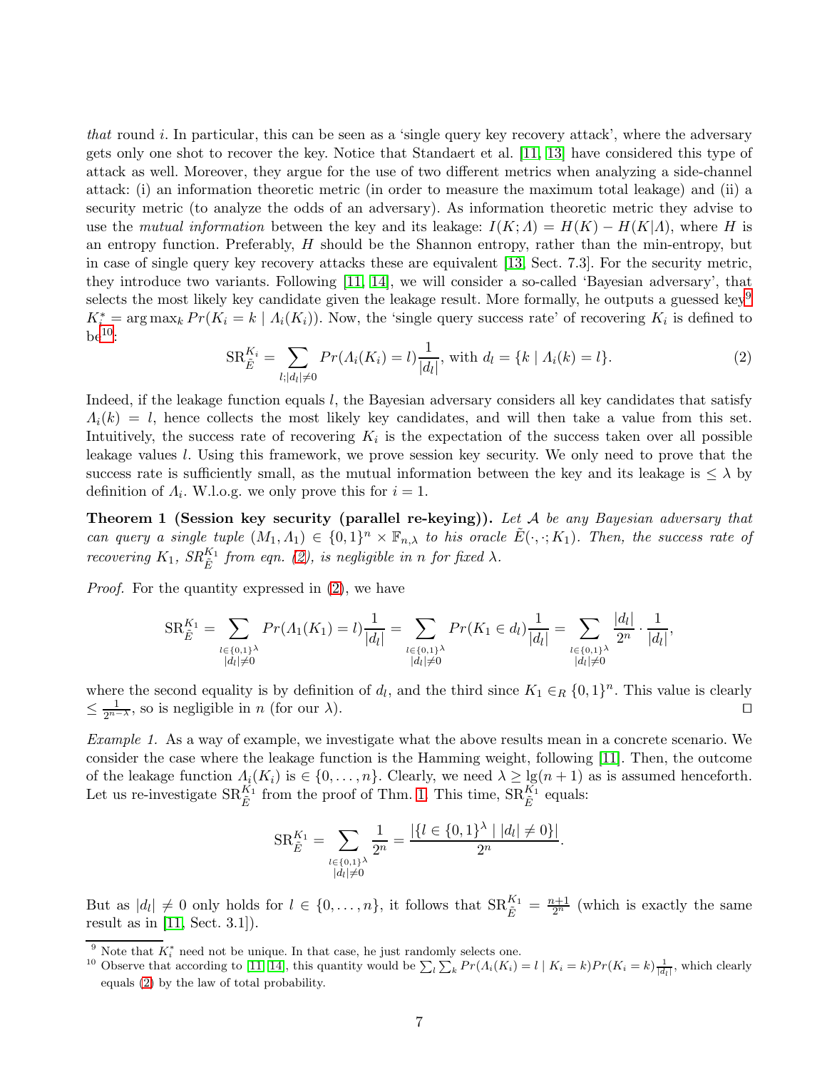*that* round $i$. In particular, this can be seen as a 'single query key recovery attack', where the adversary gets only one shot to recover the key. Notice that Standaert et al. [11, 13] have considered this type of attack as well. Moreover, they argue for the use of two different metrics when analyzing a side-channel attack: (i) an information theoretic metric (in order to measure the maximum total leakage) and (ii) a security metric (to analyze the odds of an adversary). As information theoretic metric they advise to use the *mutual information* between the key and its leakage: $I(K; \Lambda) = H(K) - H(K|\Lambda)$, where $H$ is an entropy function. Preferably, $H$ should be the Shannon entropy, rather than the min-entropy, but in case of single query key recovery attacks these are equivalent [13, Sect. 7.3]. For the security metric, they introduce two variants. Following [11, 14], we will consider a so-called 'Bayesian adversary', that selects the most likely key candidate given the leakage result. More formally, he outputs a guessed key[9] $K_i^* = \arg\max_k Pr(K_i = k \mid \Lambda_i(K_i))$. Now, the 'single query success rate' of recovering $K_i$ is defined to be[10]:

$$\mathrm{SR}_{\tilde{E}}^{K_i} = \sum_{l;|d_l|\neq 0} Pr(\Lambda_i(K_i) = l)\frac{1}{|d_l|}, \text{ with } d_l = \{k \mid \Lambda_i(k) = l\}. \tag{2}$$

Indeed, if the leakage function equals $l$, the Bayesian adversary considers all key candidates that satisfy $\Lambda_i(k) = l$, hence collects the most likely key candidates, and will then take a value from this set. Intuitively, the success rate of recovering $K_i$ is the expectation of the success taken over all possible leakage values $l$. Using this framework, we prove session key security. We only need to prove that the success rate is sufficiently small, as the mutual information between the key and its leakage is $\leq \lambda$ by definition of $\Lambda_i$. W.l.o.g. we only prove this for $i = 1$.

**Theorem 1 (Session key security (parallel re-keying)).** *Let $\mathcal{A}$ be any Bayesian adversary that can query a single tuple $(M_1, \Lambda_1) \in \{0,1\}^n \times \mathbb{F}_{n,\lambda}$ to his oracle $\tilde{E}(\cdot, \cdot; K_1)$. Then, the success rate of recovering $K_1$, $SR_{\tilde{E}}^{K_1}$ from eqn. (2), is negligible in $n$ for fixed $\lambda$.*

*Proof.* For the quantity expressed in (2), we have

$$\mathrm{SR}_{\tilde{E}}^{K_1} = \sum_{\substack{l\in\{0,1\}^\lambda \\ |d_l|\neq 0}} Pr(\Lambda_1(K_1) = l)\frac{1}{|d_l|} = \sum_{\substack{l\in\{0,1\}^\lambda \\ |d_l|\neq 0}} Pr(K_1 \in d_l)\frac{1}{|d_l|} = \sum_{\substack{l\in\{0,1\}^\lambda \\ |d_l|\neq 0}} \frac{|d_l|}{2^n} \cdot \frac{1}{|d_l|},$$

where the second equality is by definition of $d_l$, and the third since $K_1 \in_R \{0,1\}^n$. This value is clearly $\leq \frac{1}{2^{n-\lambda}}$, so is negligible in $n$ (for our $\lambda$). $\square$

*Example 1.* As a way of example, we investigate what the above results mean in a concrete scenario. We consider the case where the leakage function is the Hamming weight, following [11]. Then, the outcome of the leakage function $\Lambda_i(K_i)$ is $\in \{0, \ldots, n\}$. Clearly, we need $\lambda \geq \lg(n+1)$ as is assumed henceforth. Let us re-investigate $\mathrm{SR}_{\tilde{E}}^{K_1}$ from the proof of Thm. 1. This time, $\mathrm{SR}_{\tilde{E}}^{K_1}$ equals:

$$\mathrm{SR}_{\tilde{E}}^{K_1} = \sum_{\substack{l\in\{0,1\}^\lambda \\ |d_l|\neq 0}} \frac{1}{2^n} = \frac{|\{l \in \{0,1\}^\lambda \mid |d_l| \neq 0\}|}{2^n}.$$

But as $|d_l| \neq 0$ only holds for $l \in \{0, \ldots, n\}$, it follows that $\mathrm{SR}_{\tilde{E}}^{K_1} = \frac{n+1}{2^n}$ (which is exactly the same result as in [11, Sect. 3.1]).

---

[9] Note that $K_i^*$ need not be unique. In that case, he just randomly selects one.

[10] Observe that according to [11, 14], this quantity would be $\sum_l \sum_k Pr(\Lambda_i(K_i) = l \mid K_i = k)Pr(K_i = k)\frac{1}{|d_l|}$, which clearly equals (2) by the law of total probability.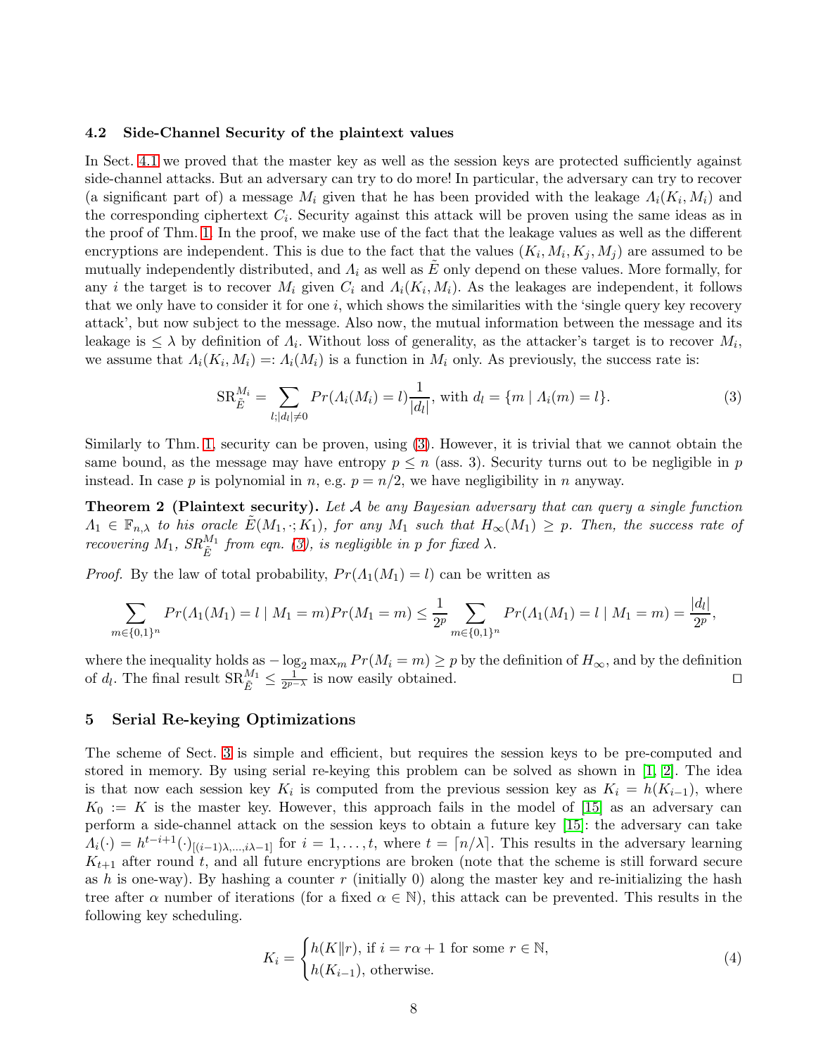### 4.2 Side-Channel Security of the plaintext values

In Sect. 4.1 we proved that the master key as well as the session keys are protected sufficiently against side-channel attacks. But an adversary can try to do more! In particular, the adversary can try to recover (a significant part of) a message $M_i$ given that he has been provided with the leakage $\Lambda_i(K_i, M_i)$ and the corresponding ciphertext $C_i$. Security against this attack will be proven using the same ideas as in the proof of Thm. 1. In the proof, we make use of the fact that the leakage values as well as the different encryptions are independent. This is due to the fact that the values $(K_i, M_i, K_j, M_j)$ are assumed to be mutually independently distributed, and $\Lambda_i$ as well as $\tilde{E}$ only depend on these values. More formally, for any $i$ the target is to recover $M_i$ given $C_i$ and $\Lambda_i(K_i, M_i)$. As the leakages are independent, it follows that we only have to consider it for one $i$, which shows the similarities with the 'single query key recovery attack', but now subject to the message. Also now, the mutual information between the message and its leakage is $\leq \lambda$ by definition of $\Lambda_i$. Without loss of generality, as the attacker's target is to recover $M_i$, we assume that $\Lambda_i(K_i, M_i) =: \Lambda_i(M_i)$ is a function in $M_i$ only. As previously, the success rate is:

$$\mathrm{SR}_{\tilde{E}}^{M_i} = \sum_{l;|d_l|\neq 0} Pr(\Lambda_i(M_i) = l)\frac{1}{|d_l|}, \text{ with } d_l = \{m \mid \Lambda_i(m) = l\}. \tag{3}$$

Similarly to Thm. 1, security can be proven, using (3). However, it is trivial that we cannot obtain the same bound, as the message may have entropy $p \leq n$ (ass. 3). Security turns out to be negligible in $p$ instead. In case $p$ is polynomial in $n$, e.g. $p = n/2$, we have negligibility in $n$ anyway.

**Theorem 2 (Plaintext security).** *Let $\mathcal{A}$ be any Bayesian adversary that can query a single function $\Lambda_1 \in \mathbb{F}_{n,\lambda}$ to his oracle $\tilde{E}(M_1, \cdot; K_1)$, for any $M_1$ such that $H_\infty(M_1) \geq p$. Then, the success rate of recovering $M_1$, $SR_{\tilde{E}}^{M_1}$ from eqn. (3), is negligible in $p$ for fixed $\lambda$.*

*Proof.* By the law of total probability, $Pr(\Lambda_1(M_1) = l)$ can be written as

$$\sum_{m\in\{0,1\}^n} Pr(\Lambda_1(M_1) = l \mid M_1 = m)Pr(M_1 = m) \leq \frac{1}{2^p}\sum_{m\in\{0,1\}^n} Pr(\Lambda_1(M_1) = l \mid M_1 = m) = \frac{|d_l|}{2^p},$$

where the inequality holds as $-\log_2 \max_m Pr(M_i = m) \geq p$ by the definition of $H_\infty$, and by the definition of $d_l$. The final result $\mathrm{SR}_{\tilde{E}}^{M_1} \leq \frac{1}{2^{p-\lambda}}$ is now easily obtained. ◻

## 5 Serial Re-keying Optimizations

The scheme of Sect. 3 is simple and efficient, but requires the session keys to be pre-computed and stored in memory. By using serial re-keying this problem can be solved as shown in [1, 2]. The idea is that now each session key $K_i$ is computed from the previous session key as $K_i = h(K_{i-1})$, where $K_0 := K$ is the master key. However, this approach fails in the model of [15] as an adversary can perform a side-channel attack on the session keys to obtain a future key [15]: the adversary can take $\Lambda_i(\cdot) = h^{t-i+1}(\cdot)_{[(i-1)\lambda,\ldots,i\lambda-1]}$ for $i = 1, \ldots, t$, where $t = \lceil n/\lambda \rceil$. This results in the adversary learning $K_{t+1}$ after round $t$, and all future encryptions are broken (note that the scheme is still forward secure as $h$ is one-way). By hashing a counter $r$ (initially 0) along the master key and re-initializing the hash tree after $\alpha$ number of iterations (for a fixed $\alpha \in \mathbb{N}$), this attack can be prevented. This results in the following key scheduling.

$$K_i = \begin{cases} h(K\|r), \text{ if } i = r\alpha + 1 \text{ for some } r \in \mathbb{N}, \\ h(K_{i-1}), \text{ otherwise.} \end{cases} \tag{4}$$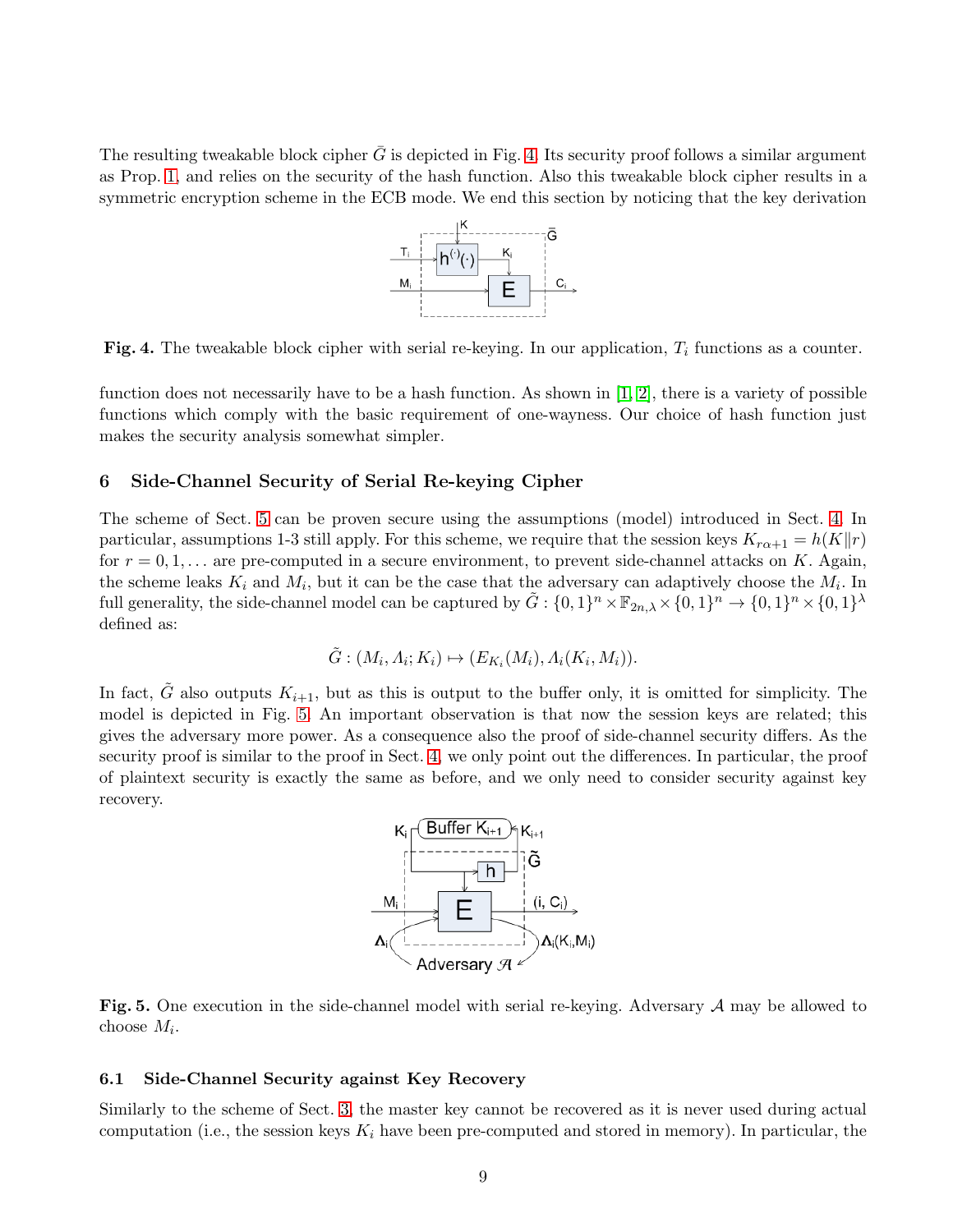The resulting tweakable block cipher $\bar{G}$ is depicted in Fig. 4. Its security proof follows a similar argument as Prop. 1, and relies on the security of the hash function. Also this tweakable block cipher results in a symmetric encryption scheme in the ECB mode. We end this section by noticing that the key derivation

**Fig. 4.** The tweakable block cipher with serial re-keying. In our application, $T_i$ functions as a counter.

function does not necessarily have to be a hash function. As shown in [1, 2], there is a variety of possible functions which comply with the basic requirement of one-wayness. Our choice of hash function just makes the security analysis somewhat simpler.

## 6 Side-Channel Security of Serial Re-keying Cipher

The scheme of Sect. 5 can be proven secure using the assumptions (model) introduced in Sect. 4. In particular, assumptions 1-3 still apply. For this scheme, we require that the session keys $K_{r\alpha+1} = h(K\|r)$ for $r = 0, 1, \ldots$ are pre-computed in a secure environment, to prevent side-channel attacks on $K$. Again, the scheme leaks $K_i$ and $M_i$, but it can be the case that the adversary can adaptively choose the $M_i$. In full generality, the side-channel model can be captured by $\tilde{G} : \{0,1\}^n \times \mathbb{F}_{2n,\lambda} \times \{0,1\}^n \to \{0,1\}^n \times \{0,1\}^\lambda$ defined as:

$$\tilde{G} : (M_i, \Lambda_i; K_i) \mapsto (E_{K_i}(M_i), \Lambda_i(K_i, M_i)).$$

In fact, $\tilde{G}$ also outputs $K_{i+1}$, but as this is output to the buffer only, it is omitted for simplicity. The model is depicted in Fig. 5. An important observation is that now the session keys are related; this gives the adversary more power. As a consequence also the proof of side-channel security differs. As the security proof is similar to the proof in Sect. 4, we only point out the differences. In particular, the proof of plaintext security is exactly the same as before, and we only need to consider security against key recovery.

**Fig. 5.** One execution in the side-channel model with serial re-keying. Adversary $\mathcal{A}$ may be allowed to choose $M_i$.

### 6.1 Side-Channel Security against Key Recovery

Similarly to the scheme of Sect. 3, the master key cannot be recovered as it is never used during actual computation (i.e., the session keys $K_i$ have been pre-computed and stored in memory). In particular, the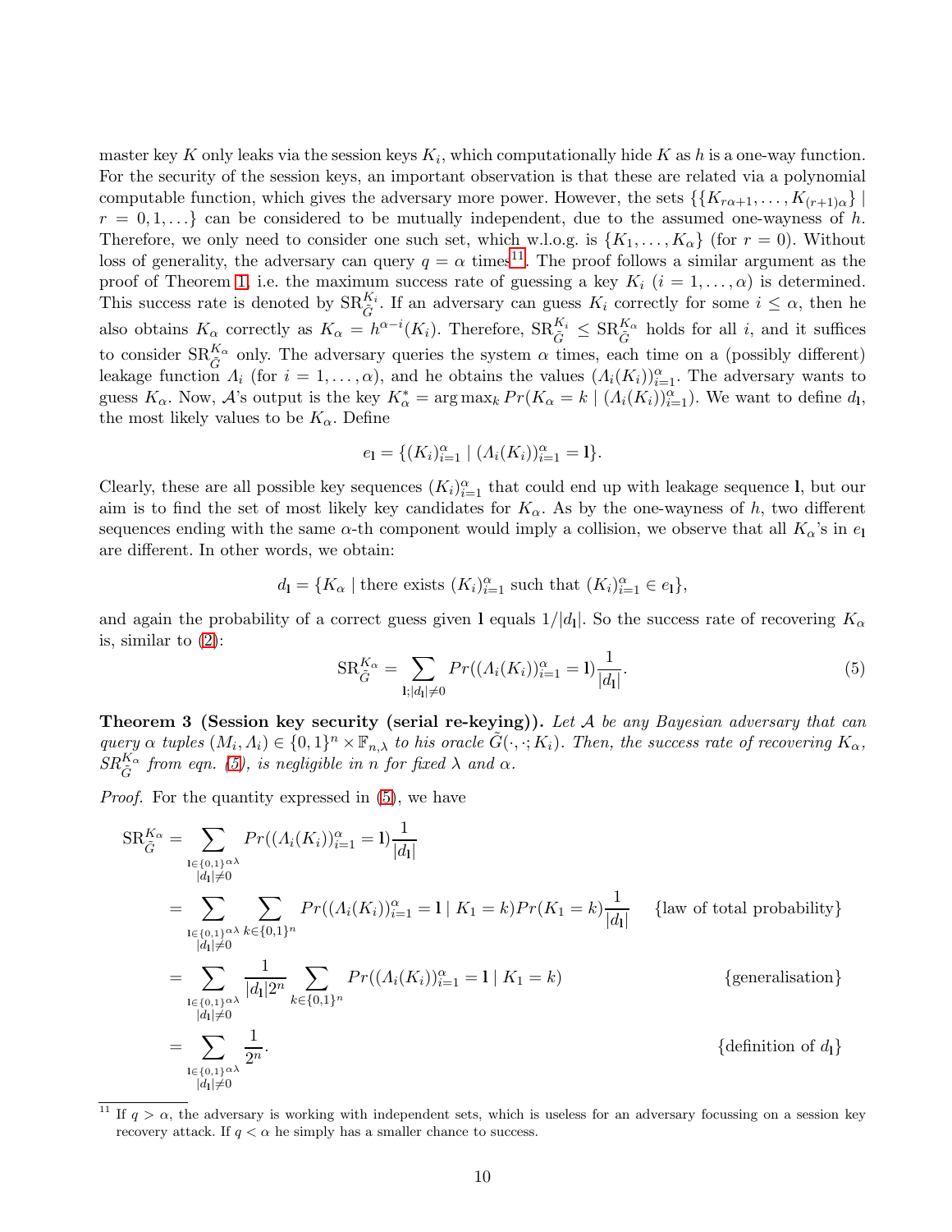master key $K$ only leaks via the session keys $K_i$, which computationally hide $K$ as $h$ is a one-way function. For the security of the session keys, an important observation is that these are related via a polynomial computable function, which gives the adversary more power. However, the sets $\{\{K_{r\alpha+1}, \ldots, K_{(r+1)\alpha}\} \mid r = 0, 1, \ldots\}$ can be considered to be mutually independent, due to the assumed one-wayness of $h$. Therefore, we only need to consider one such set, which w.l.o.g. is $\{K_1, \ldots, K_\alpha\}$ (for $r = 0$). Without loss of generality, the adversary can query $q = \alpha$ times[11]. The proof follows a similar argument as the proof of Theorem 1, i.e. the maximum success rate of guessing a key $K_i$ ($i = 1, \ldots, \alpha$) is determined. This success rate is denoted by $\mathrm{SR}^{K_i}_{\tilde{G}}$. If an adversary can guess $K_i$ correctly for some $i \le \alpha$, then he also obtains $K_\alpha$ correctly as $K_\alpha = h^{\alpha-i}(K_i)$. Therefore, $\mathrm{SR}^{K_i}_{\tilde{G}} \le \mathrm{SR}^{K_\alpha}_{\tilde{G}}$ holds for all $i$, and it suffices to consider $\mathrm{SR}^{K_\alpha}_{\tilde{G}}$ only. The adversary queries the system $\alpha$ times, each time on a (possibly different) leakage function $\Lambda_i$ (for $i = 1, \ldots, \alpha$), and he obtains the values $(\Lambda_i(K_i))_{i=1}^{\alpha}$. The adversary wants to guess $K_\alpha$. Now, $\mathcal{A}$'s output is the key $K^*_\alpha = \arg\max_k Pr(K_\alpha = k \mid (\Lambda_i(K_i))_{i=1}^{\alpha})$. We want to define $d_{\mathbf{l}}$, the most likely values to be $K_\alpha$. Define

$$e_{\mathbf{l}} = \{(K_i)_{i=1}^{\alpha} \mid (\Lambda_i(K_i))_{i=1}^{\alpha} = \mathbf{l}\}.$$

Clearly, these are all possible key sequences $(K_i)_{i=1}^{\alpha}$ that could end up with leakage sequence $\mathbf{l}$, but our aim is to find the set of most likely key candidates for $K_\alpha$. As by the one-wayness of $h$, two different sequences ending with the same $\alpha$-th component would imply a collision, we observe that all $K_\alpha$'s in $e_{\mathbf{l}}$ are different. In other words, we obtain:

$$d_{\mathbf{l}} = \{K_\alpha \mid \text{there exists } (K_i)_{i=1}^{\alpha} \text{ such that } (K_i)_{i=1}^{\alpha} \in e_{\mathbf{l}}\},$$

and again the probability of a correct guess given $\mathbf{l}$ equals $1/|d_{\mathbf{l}}|$. So the success rate of recovering $K_\alpha$ is, similar to (2):

$$\mathrm{SR}^{K_\alpha}_{\tilde{G}} = \sum_{\mathbf{l};|d_{\mathbf{l}}|\neq 0} Pr((\Lambda_i(K_i))_{i=1}^{\alpha} = \mathbf{l}) \frac{1}{|d_{\mathbf{l}}|}. \tag{5}$$

**Theorem 3 (Session key security (serial re-keying)).** *Let $\mathcal{A}$ be any Bayesian adversary that can query $\alpha$ tuples $(M_i, \Lambda_i) \in \{0,1\}^n \times \mathbb{F}_{n,\lambda}$ to his oracle $\tilde{G}(\cdot,\cdot;K_i)$. Then, the success rate of recovering $K_\alpha$, $SR^{K_\alpha}_{\tilde{G}}$ from eqn. (5), is negligible in $n$ for fixed $\lambda$ and $\alpha$.*

*Proof.* For the quantity expressed in (5), we have

$$\begin{aligned}
\mathrm{SR}^{K_\alpha}_{\tilde{G}} &= \sum_{\substack{\mathbf{l}\in\{0,1\}^{\alpha\lambda} \\ |d_{\mathbf{l}}|\neq 0}} Pr((\Lambda_i(K_i))_{i=1}^{\alpha} = \mathbf{l}) \frac{1}{|d_{\mathbf{l}}|} \\
&= \sum_{\substack{\mathbf{l}\in\{0,1\}^{\alpha\lambda} \\ |d_{\mathbf{l}}|\neq 0}} \sum_{k\in\{0,1\}^n} Pr((\Lambda_i(K_i))_{i=1}^{\alpha} = \mathbf{l} \mid K_1 = k) Pr(K_1 = k) \frac{1}{|d_{\mathbf{l}}|} \qquad \{\text{law of total probability}\} \\
&= \sum_{\substack{\mathbf{l}\in\{0,1\}^{\alpha\lambda} \\ |d_{\mathbf{l}}|\neq 0}} \frac{1}{|d_{\mathbf{l}}| 2^n} \sum_{k\in\{0,1\}^n} Pr((\Lambda_i(K_i))_{i=1}^{\alpha} = \mathbf{l} \mid K_1 = k) \qquad \{\text{generalisation}\} \\
&= \sum_{\substack{\mathbf{l}\in\{0,1\}^{\alpha\lambda} \\ |d_{\mathbf{l}}|\neq 0}} \frac{1}{2^n}. \qquad \{\text{definition of } d_{\mathbf{l}}\}
\end{aligned}$$

[11] If $q > \alpha$, the adversary is working with independent sets, which is useless for an adversary focussing on a session key recovery attack. If $q < \alpha$ he simply has a smaller chance to success.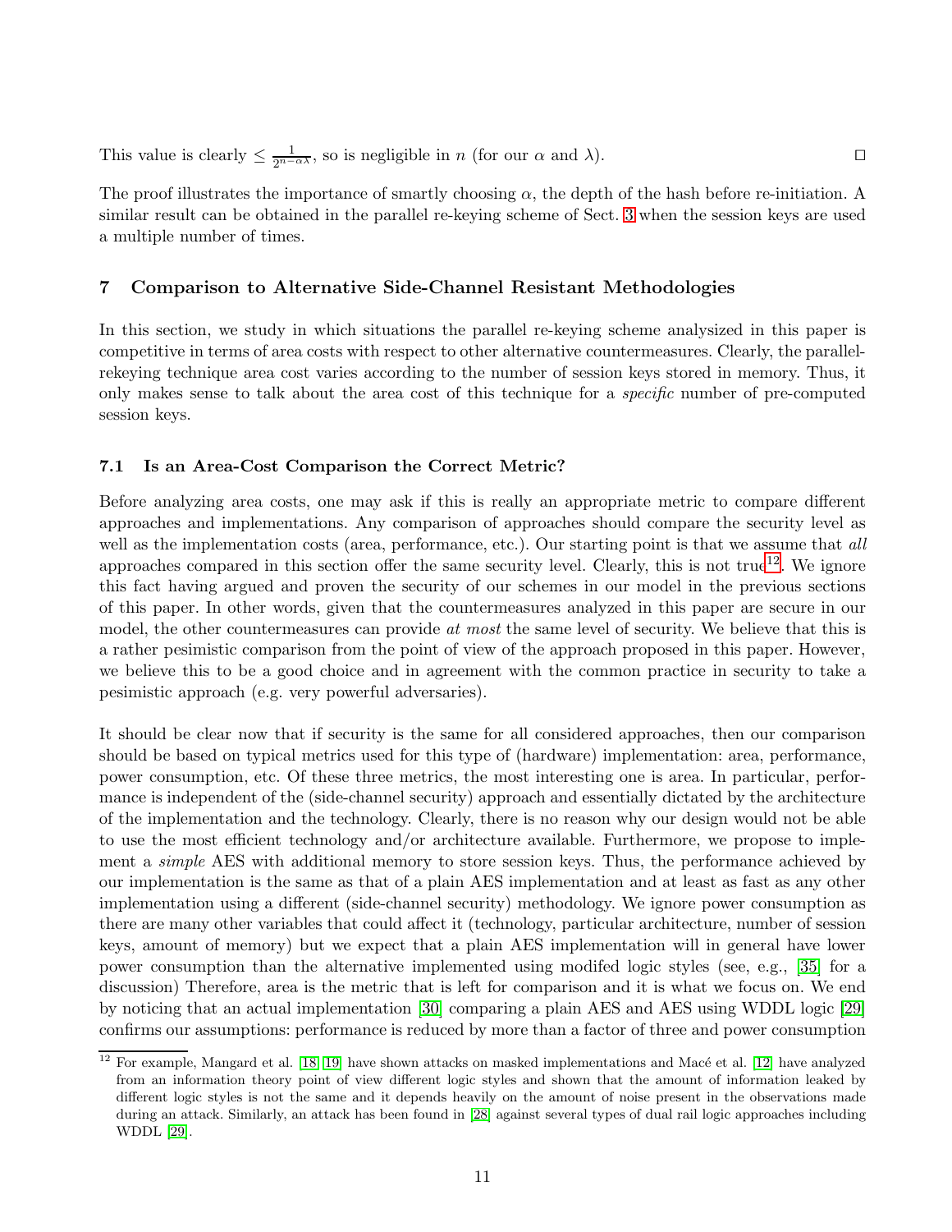This value is clearly $\leq \frac{1}{2^{n-\alpha\lambda}}$, so is negligible in $n$ (for our $\alpha$ and $\lambda$). □

The proof illustrates the importance of smartly choosing $\alpha$, the depth of the hash before re-initiation. A similar result can be obtained in the parallel re-keying scheme of Sect. 3 when the session keys are used a multiple number of times.

## 7 Comparison to Alternative Side-Channel Resistant Methodologies

In this section, we study in which situations the parallel re-keying scheme analysized in this paper is competitive in terms of area costs with respect to other alternative countermeasures. Clearly, the parallel-rekeying technique area cost varies according to the number of session keys stored in memory. Thus, it only makes sense to talk about the area cost of this technique for a *specific* number of pre-computed session keys.

### 7.1 Is an Area-Cost Comparison the Correct Metric?

Before analyzing area costs, one may ask if this is really an appropriate metric to compare different approaches and implementations. Any comparison of approaches should compare the security level as well as the implementation costs (area, performance, etc.). Our starting point is that we assume that *all* approaches compared in this section offer the same security level. Clearly, this is not true[12]. We ignore this fact having argued and proven the security of our schemes in our model in the previous sections of this paper. In other words, given that the countermeasures analyzed in this paper are secure in our model, the other countermeasures can provide *at most* the same level of security. We believe that this is a rather pesimistic comparison from the point of view of the approach proposed in this paper. However, we believe this to be a good choice and in agreement with the common practice in security to take a pesimistic approach (e.g. very powerful adversaries).

It should be clear now that if security is the same for all considered approaches, then our comparison should be based on typical metrics used for this type of (hardware) implementation: area, performance, power consumption, etc. Of these three metrics, the most interesting one is area. In particular, performance is independent of the (side-channel security) approach and essentially dictated by the architecture of the implementation and the technology. Clearly, there is no reason why our design would not be able to use the most efficient technology and/or architecture available. Furthermore, we propose to implement a *simple* AES with additional memory to store session keys. Thus, the performance achieved by our implementation is the same as that of a plain AES implementation and at least as fast as any other implementation using a different (side-channel security) methodology. We ignore power consumption as there are many other variables that could affect it (technology, particular architecture, number of session keys, amount of memory) but we expect that a plain AES implementation will in general have lower power consumption than the alternative implemented using modifed logic styles (see, e.g., [35] for a discussion) Therefore, area is the metric that is left for comparison and it is what we focus on. We end by noticing that an actual implementation [30] comparing a plain AES and AES using WDDL logic [29] confirms our assumptions: performance is reduced by more than a factor of three and power consumption

[12] For example, Mangard et al. [18, 19] have shown attacks on masked implementations and Macé et al. [12] have analyzed from an information theory point of view different logic styles and shown that the amount of information leaked by different logic styles is not the same and it depends heavily on the amount of noise present in the observations made during an attack. Similarly, an attack has been found in [28] against several types of dual rail logic approaches including WDDL [29].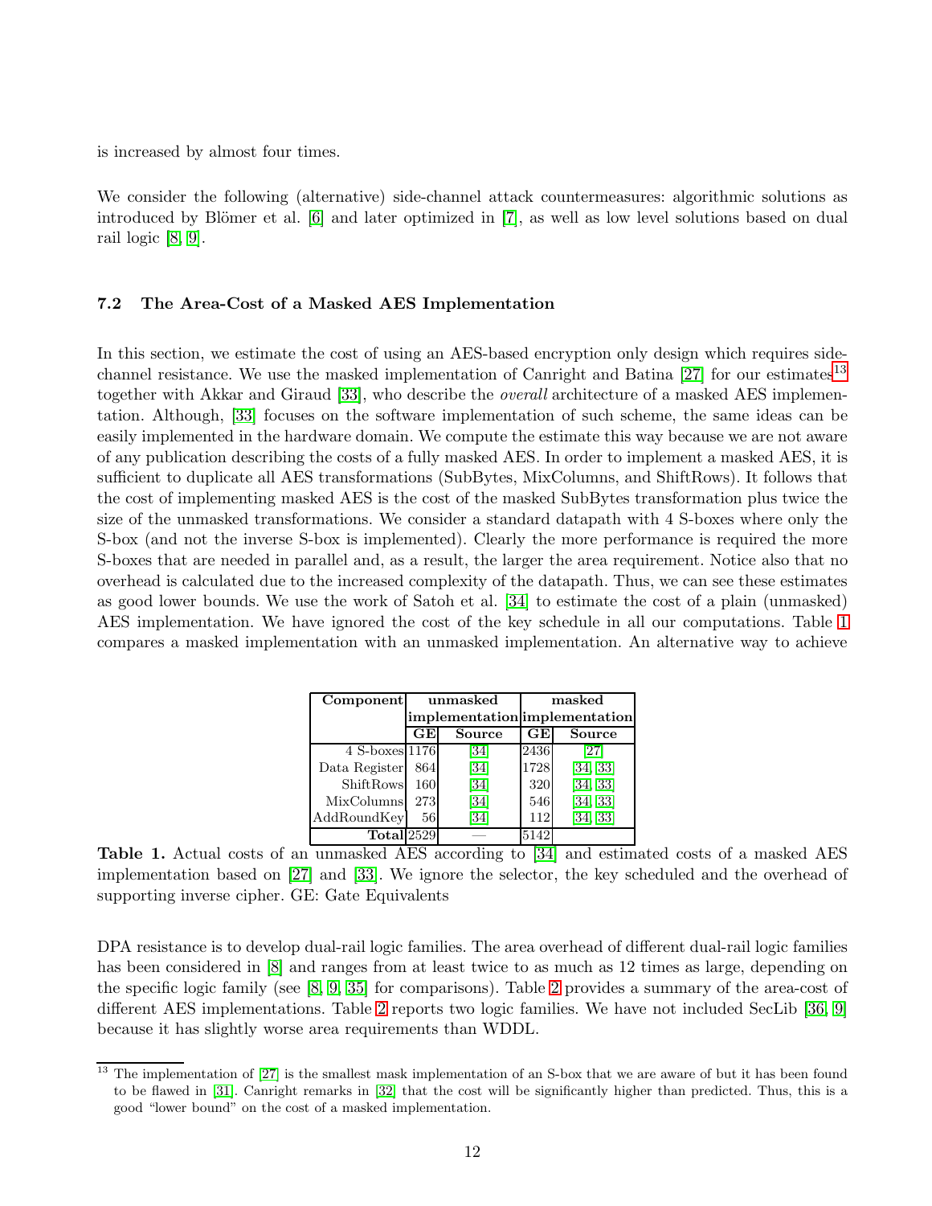is increased by almost four times.

We consider the following (alternative) side-channel attack countermeasures: algorithmic solutions as introduced by Blömer et al. [6] and later optimized in [7], as well as low level solutions based on dual rail logic [8, 9].

### 7.2 The Area-Cost of a Masked AES Implementation

In this section, we estimate the cost of using an AES-based encryption only design which requires side-channel resistance. We use the masked implementation of Canright and Batina [27] for our estimates[13] together with Akkar and Giraud [33], who describe the *overall* architecture of a masked AES implementation. Although, [33] focuses on the software implementation of such scheme, the same ideas can be easily implemented in the hardware domain. We compute the estimate this way because we are not aware of any publication describing the costs of a fully masked AES. In order to implement a masked AES, it is sufficient to duplicate all AES transformations (SubBytes, MixColumns, and ShiftRows). It follows that the cost of implementing masked AES is the cost of the masked SubBytes transformation plus twice the size of the unmasked transformations. We consider a standard datapath with 4 S-boxes where only the S-box (and not the inverse S-box is implemented). Clearly the more performance is required the more S-boxes that are needed in parallel and, as a result, the larger the area requirement. Notice also that no overhead is calculated due to the increased complexity of the datapath. Thus, we can see these estimates as good lower bounds. We use the work of Satoh et al. [34] to estimate the cost of a plain (unmasked) AES implementation. We have ignored the cost of the key schedule in all our computations. Table 1 compares a masked implementation with an unmasked implementation. An alternative way to achieve

| Component | unmasked implementation | | masked implementation | |
|---|---|---|---|---|
| | GE | Source | GE | Source |
| 4 S-boxes | 1176 | [34] | 2436 | [27] |
| Data Register | 864 | [34] | 1728 | [34, 33] |
| ShiftRows | 160 | [34] | 320 | [34, 33] |
| MixColumns | 273 | [34] | 546 | [34, 33] |
| AddRoundKey | 56 | [34] | 112 | [34, 33] |
| **Total** | 2529 | — | 5142 | |

**Table 1.** Actual costs of an unmasked AES according to [34] and estimated costs of a masked AES implementation based on [27] and [33]. We ignore the selector, the key scheduled and the overhead of supporting inverse cipher. GE: Gate Equivalents

DPA resistance is to develop dual-rail logic families. The area overhead of different dual-rail logic families has been considered in [8] and ranges from at least twice to as much as 12 times as large, depending on the specific logic family (see [8, 9, 35] for comparisons). Table 2 provides a summary of the area-cost of different AES implementations. Table 2 reports two logic families. We have not included SecLib [36, 9] because it has slightly worse area requirements than WDDL.

[13] The implementation of [27] is the smallest mask implementation of an S-box that we are aware of but it has been found to be flawed in [31]. Canright remarks in [32] that the cost will be significantly higher than predicted. Thus, this is a good "lower bound" on the cost of a masked implementation.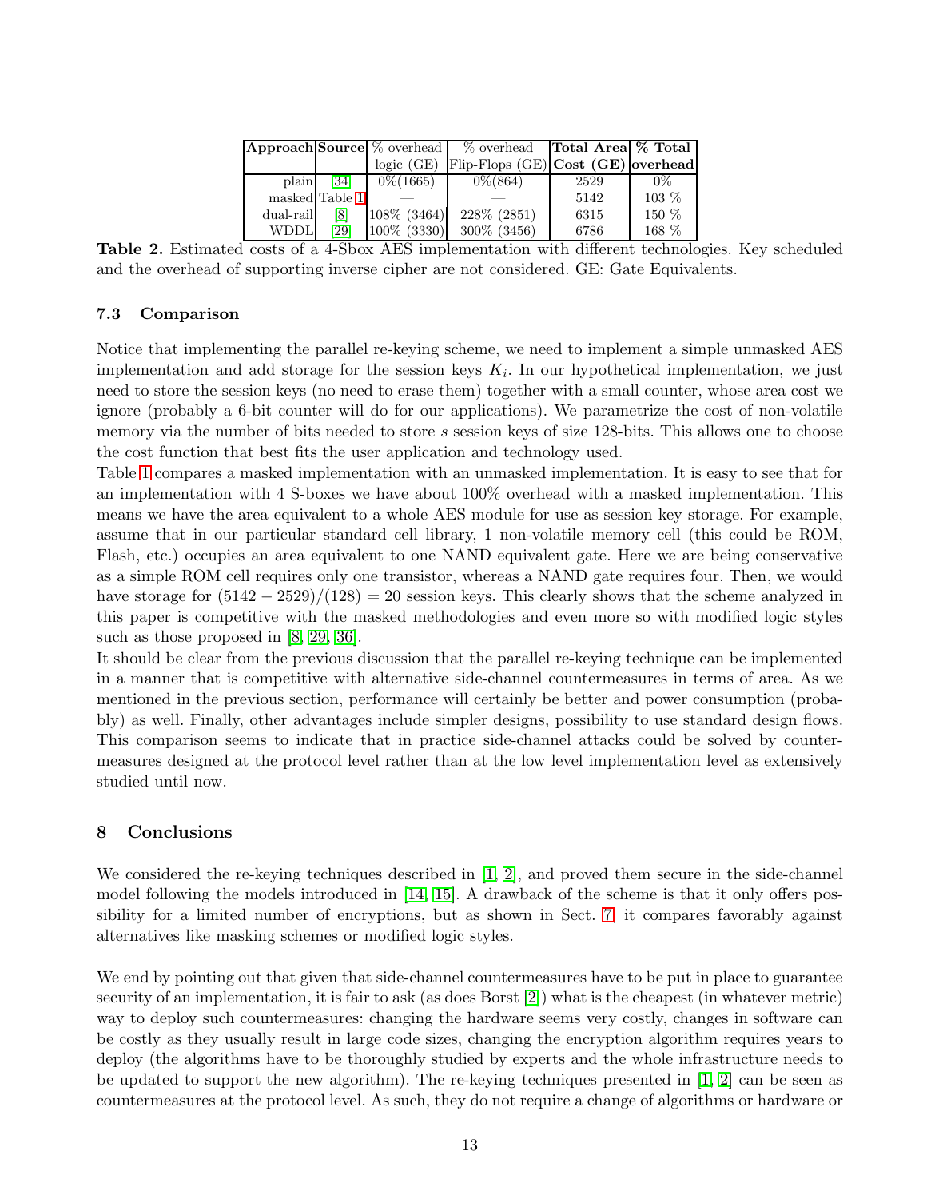| **Approach** | **Source** | % overhead logic (GE) | % overhead Flip-Flops (GE) | **Total Area Cost (GE)** | **% Total overhead** |
|---|---|---|---|---|---|
| plain | [34] | 0%(1665) | 0%(864) | 2529 | 0% |
| masked | Table 1 | — | — | 5142 | 103 % |
| dual-rail | [8] | 108% (3464) | 228% (2851) | 6315 | 150 % |
| WDDL | [29] | 100% (3330) | 300% (3456) | 6786 | 168 % |

**Table 2.** Estimated costs of a 4-Sbox AES implementation with different technologies. Key scheduled and the overhead of supporting inverse cipher are not considered. GE: Gate Equivalents.

### 7.3 Comparison

Notice that implementing the parallel re-keying scheme, we need to implement a simple unmasked AES implementation and add storage for the session keys $K_i$. In our hypothetical implementation, we just need to store the session keys (no need to erase them) together with a small counter, whose area cost we ignore (probably a 6-bit counter will do for our applications). We parametrize the cost of non-volatile memory via the number of bits needed to store $s$ session keys of size 128-bits. This allows one to choose the cost function that best fits the user application and technology used.

Table 1 compares a masked implementation with an unmasked implementation. It is easy to see that for an implementation with 4 S-boxes we have about 100% overhead with a masked implementation. This means we have the area equivalent to a whole AES module for use as session key storage. For example, assume that in our particular standard cell library, 1 non-volatile memory cell (this could be ROM, Flash, etc.) occupies an area equivalent to one NAND equivalent gate. Here we are being conservative as a simple ROM cell requires only one transistor, whereas a NAND gate requires four. Then, we would have storage for $(5142 - 2529)/(128) = 20$ session keys. This clearly shows that the scheme analyzed in this paper is competitive with the masked methodologies and even more so with modified logic styles such as those proposed in [8, 29, 36].

It should be clear from the previous discussion that the parallel re-keying technique can be implemented in a manner that is competitive with alternative side-channel countermeasures in terms of area. As we mentioned in the previous section, performance will certainly be better and power consumption (probably) as well. Finally, other advantages include simpler designs, possibility to use standard design flows. This comparison seems to indicate that in practice side-channel attacks could be solved by countermeasures designed at the protocol level rather than at the low level implementation level as extensively studied until now.

## 8 Conclusions

We considered the re-keying techniques described in [1, 2], and proved them secure in the side-channel model following the models introduced in [14, 15]. A drawback of the scheme is that it only offers possibility for a limited number of encryptions, but as shown in Sect. 7, it compares favorably against alternatives like masking schemes or modified logic styles.

We end by pointing out that given that side-channel countermeasures have to be put in place to guarantee security of an implementation, it is fair to ask (as does Borst [2]) what is the cheapest (in whatever metric) way to deploy such countermeasures: changing the hardware seems very costly, changes in software can be costly as they usually result in large code sizes, changing the encryption algorithm requires years to deploy (the algorithms have to be thoroughly studied by experts and the whole infrastructure needs to be updated to support the new algorithm). The re-keying techniques presented in [1, 2] can be seen as countermeasures at the protocol level. As such, they do not require a change of algorithms or hardware or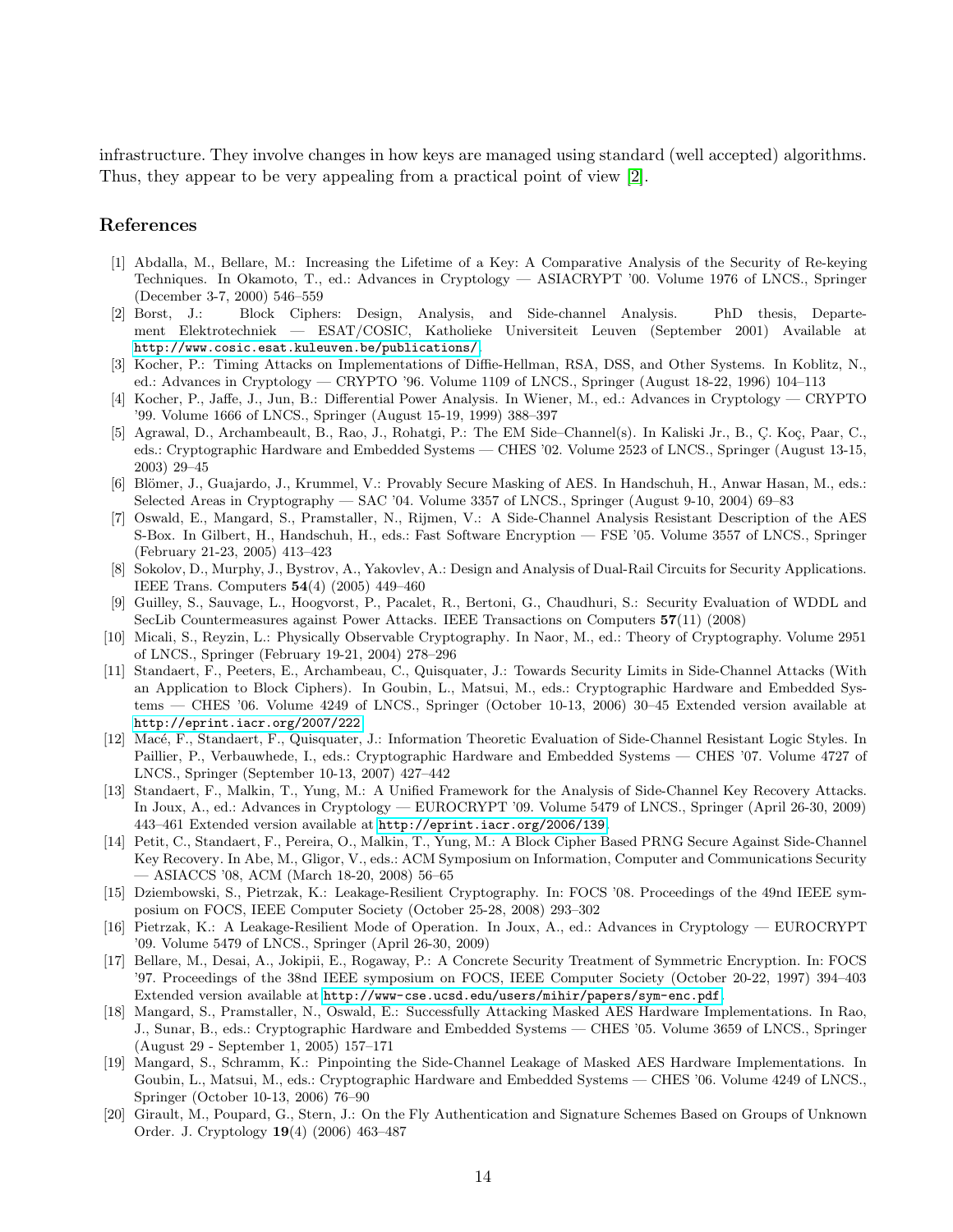infrastructure. They involve changes in how keys are managed using standard (well accepted) algorithms. Thus, they appear to be very appealing from a practical point of view [2].

## References

1. [1] Abdalla, M., Bellare, M.: Increasing the Lifetime of a Key: A Comparative Analysis of the Security of Re-keying Techniques. In Okamoto, T., ed.: Advances in Cryptology — ASIACRYPT '00. Volume 1976 of LNCS., Springer (December 3-7, 2000) 546–559
2. [2] Borst, J.: Block Ciphers: Design, Analysis, and Side-channel Analysis. PhD thesis, Departement Elektrotechniek — ESAT/COSIC, Katholieke Universiteit Leuven (September 2001) Available at http://www.cosic.esat.kuleuven.be/publications/.
3. [3] Kocher, P.: Timing Attacks on Implementations of Diffie-Hellman, RSA, DSS, and Other Systems. In Koblitz, N., ed.: Advances in Cryptology — CRYPTO '96. Volume 1109 of LNCS., Springer (August 18-22, 1996) 104–113
4. [4] Kocher, P., Jaffe, J., Jun, B.: Differential Power Analysis. In Wiener, M., ed.: Advances in Cryptology — CRYPTO '99. Volume 1666 of LNCS., Springer (August 15-19, 1999) 388–397
5. [5] Agrawal, D., Archambeault, B., Rao, J., Rohatgi, P.: The EM Side–Channel(s). In Kaliski Jr., B., Ç. Koç, Paar, C., eds.: Cryptographic Hardware and Embedded Systems — CHES '02. Volume 2523 of LNCS., Springer (August 13-15, 2003) 29–45
6. [6] Blömer, J., Guajardo, J., Krummel, V.: Provably Secure Masking of AES. In Handschuh, H., Anwar Hasan, M., eds.: Selected Areas in Cryptography — SAC '04. Volume 3357 of LNCS., Springer (August 9-10, 2004) 69–83
7. [7] Oswald, E., Mangard, S., Pramstaller, N., Rijmen, V.: A Side-Channel Analysis Resistant Description of the AES S-Box. In Gilbert, H., Handschuh, H., eds.: Fast Software Encryption — FSE '05. Volume 3557 of LNCS., Springer (February 21-23, 2005) 413–423
8. [8] Sokolov, D., Murphy, J., Bystrov, A., Yakovlev, A.: Design and Analysis of Dual-Rail Circuits for Security Applications. IEEE Trans. Computers **54**(4) (2005) 449–460
9. [9] Guilley, S., Sauvage, L., Hoogvorst, P., Pacalet, R., Bertoni, G., Chaudhuri, S.: Security Evaluation of WDDL and SecLib Countermeasures against Power Attacks. IEEE Transactions on Computers **57**(11) (2008)
10. [10] Micali, S., Reyzin, L.: Physically Observable Cryptography. In Naor, M., ed.: Theory of Cryptography. Volume 2951 of LNCS., Springer (February 19-21, 2004) 278–296
11. [11] Standaert, F., Peeters, E., Archambeau, C., Quisquater, J.: Towards Security Limits in Side-Channel Attacks (With an Application to Block Ciphers). In Goubin, L., Matsui, M., eds.: Cryptographic Hardware and Embedded Systems — CHES '06. Volume 4249 of LNCS., Springer (October 10-13, 2006) 30–45 Extended version available at http://eprint.iacr.org/2007/222.
12. [12] Macé, F., Standaert, F., Quisquater, J.: Information Theoretic Evaluation of Side-Channel Resistant Logic Styles. In Paillier, P., Verbauwhede, I., eds.: Cryptographic Hardware and Embedded Systems — CHES '07. Volume 4727 of LNCS., Springer (September 10-13, 2007) 427–442
13. [13] Standaert, F., Malkin, T., Yung, M.: A Unified Framework for the Analysis of Side-Channel Key Recovery Attacks. In Joux, A., ed.: Advances in Cryptology — EUROCRYPT '09. Volume 5479 of LNCS., Springer (April 26-30, 2009) 443–461 Extended version available at http://eprint.iacr.org/2006/139.
14. [14] Petit, C., Standaert, F., Pereira, O., Malkin, T., Yung, M.: A Block Cipher Based PRNG Secure Against Side-Channel Key Recovery. In Abe, M., Gligor, V., eds.: ACM Symposium on Information, Computer and Communications Security — ASIACCS '08, ACM (March 18-20, 2008) 56–65
15. [15] Dziembowski, S., Pietrzak, K.: Leakage-Resilient Cryptography. In: FOCS '08. Proceedings of the 49nd IEEE symposium on FOCS, IEEE Computer Society (October 25-28, 2008) 293–302
16. [16] Pietrzak, K.: A Leakage-Resilient Mode of Operation. In Joux, A., ed.: Advances in Cryptology — EUROCRYPT '09. Volume 5479 of LNCS., Springer (April 26-30, 2009)
17. [17] Bellare, M., Desai, A., Jokipii, E., Rogaway, P.: A Concrete Security Treatment of Symmetric Encryption. In: FOCS '97. Proceedings of the 38nd IEEE symposium on FOCS, IEEE Computer Society (October 20-22, 1997) 394–403 Extended version available at http://www-cse.ucsd.edu/users/mihir/papers/sym-enc.pdf.
18. [18] Mangard, S., Pramstaller, N., Oswald, E.: Successfully Attacking Masked AES Hardware Implementations. In Rao, J., Sunar, B., eds.: Cryptographic Hardware and Embedded Systems — CHES '05. Volume 3659 of LNCS., Springer (August 29 - September 1, 2005) 157–171
19. [19] Mangard, S., Schramm, K.: Pinpointing the Side-Channel Leakage of Masked AES Hardware Implementations. In Goubin, L., Matsui, M., eds.: Cryptographic Hardware and Embedded Systems — CHES '06. Volume 4249 of LNCS., Springer (October 10-13, 2006) 76–90
20. [20] Girault, M., Poupard, G., Stern, J.: On the Fly Authentication and Signature Schemes Based on Groups of Unknown Order. J. Cryptology **19**(4) (2006) 463–487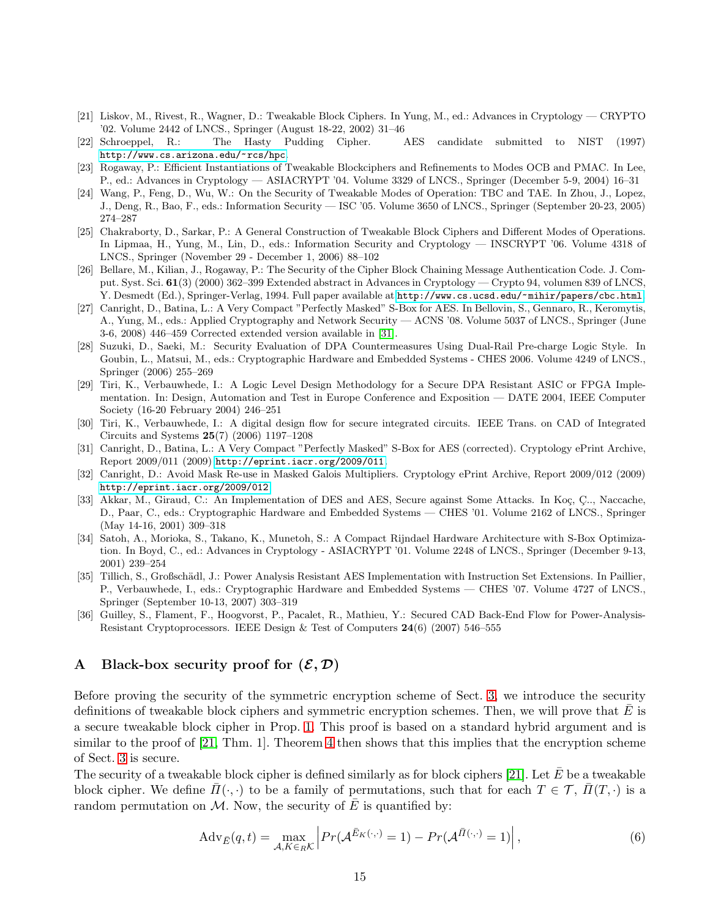[21] Liskov, M., Rivest, R., Wagner, D.: Tweakable Block Ciphers. In Yung, M., ed.: Advances in Cryptology — CRYPTO '02. Volume 2442 of LNCS., Springer (August 18-22, 2002) 31–46

[22] Schroeppel, R.: The Hasty Pudding Cipher. AES candidate submitted to NIST (1997) http://www.cs.arizona.edu/~rcs/hpc.

[23] Rogaway, P.: Efficient Instantiations of Tweakable Blockciphers and Refinements to Modes OCB and PMAC. In Lee, P., ed.: Advances in Cryptology — ASIACRYPT '04. Volume 3329 of LNCS., Springer (December 5-9, 2004) 16–31

[24] Wang, P., Feng, D., Wu, W.: On the Security of Tweakable Modes of Operation: TBC and TAE. In Zhou, J., Lopez, J., Deng, R., Bao, F., eds.: Information Security — ISC '05. Volume 3650 of LNCS., Springer (September 20-23, 2005) 274–287

[25] Chakraborty, D., Sarkar, P.: A General Construction of Tweakable Block Ciphers and Different Modes of Operations. In Lipmaa, H., Yung, M., Lin, D., eds.: Information Security and Cryptology — INSCRYPT '06. Volume 4318 of LNCS., Springer (November 29 - December 1, 2006) 88–102

[26] Bellare, M., Kilian, J., Rogaway, P.: The Security of the Cipher Block Chaining Message Authentication Code. J. Comput. Syst. Sci. **61**(3) (2000) 362–399 Extended abstract in Advances in Cryptology — Crypto 94, volumen 839 of LNCS, Y. Desmedt (Ed.), Springer-Verlag, 1994. Full paper available at http://www.cs.ucsd.edu/~mihir/papers/cbc.html.

[27] Canright, D., Batina, L.: A Very Compact "Perfectly Masked" S-Box for AES. In Bellovin, S., Gennaro, R., Keromytis, A., Yung, M., eds.: Applied Cryptography and Network Security — ACNS '08. Volume 5037 of LNCS., Springer (June 3-6, 2008) 446–459 Corrected extended version available in [31].

[28] Suzuki, D., Saeki, M.: Security Evaluation of DPA Countermeasures Using Dual-Rail Pre-charge Logic Style. In Goubin, L., Matsui, M., eds.: Cryptographic Hardware and Embedded Systems - CHES 2006. Volume 4249 of LNCS., Springer (2006) 255–269

[29] Tiri, K., Verbauwhede, I.: A Logic Level Design Methodology for a Secure DPA Resistant ASIC or FPGA Implementation. In: Design, Automation and Test in Europe Conference and Exposition — DATE 2004, IEEE Computer Society (16-20 February 2004) 246–251

[30] Tiri, K., Verbauwhede, I.: A digital design flow for secure integrated circuits. IEEE Trans. on CAD of Integrated Circuits and Systems **25**(7) (2006) 1197–1208

[31] Canright, D., Batina, L.: A Very Compact "Perfectly Masked" S-Box for AES (corrected). Cryptology ePrint Archive, Report 2009/011 (2009) http://eprint.iacr.org/2009/011.

[32] Canright, D.: Avoid Mask Re-use in Masked Galois Multipliers. Cryptology ePrint Archive, Report 2009/012 (2009) http://eprint.iacr.org/2009/012.

[33] Akkar, M., Giraud, C.: An Implementation of DES and AES, Secure against Some Attacks. In Koç, Ç.., Naccache, D., Paar, C., eds.: Cryptographic Hardware and Embedded Systems — CHES '01. Volume 2162 of LNCS., Springer (May 14-16, 2001) 309–318

[34] Satoh, A., Morioka, S., Takano, K., Munetoh, S.: A Compact Rijndael Hardware Architecture with S-Box Optimization. In Boyd, C., ed.: Advances in Cryptology - ASIACRYPT '01. Volume 2248 of LNCS., Springer (December 9-13, 2001) 239–254

[35] Tillich, S., Großschädl, J.: Power Analysis Resistant AES Implementation with Instruction Set Extensions. In Paillier, P., Verbauwhede, I., eds.: Cryptographic Hardware and Embedded Systems — CHES '07. Volume 4727 of LNCS., Springer (September 10-13, 2007) 303–319

[36] Guilley, S., Flament, F., Hoogvorst, P., Pacalet, R., Mathieu, Y.: Secured CAD Back-End Flow for Power-Analysis-Resistant Cryptoprocessors. IEEE Design & Test of Computers **24**(6) (2007) 546–555

## A Black-box security proof for $(\mathcal{E}, \mathcal{D})$

Before proving the security of the symmetric encryption scheme of Sect. 3, we introduce the security definitions of tweakable block ciphers and symmetric encryption schemes. Then, we will prove that $\bar{E}$ is a secure tweakable block cipher in Prop. 1. This proof is based on a standard hybrid argument and is similar to the proof of [21, Thm. 1]. Theorem 4 then shows that this implies that the encryption scheme of Sect. 3 is secure.

The security of a tweakable block cipher is defined similarly as for block ciphers [21]. Let $\bar{E}$ be a tweakable block cipher. We define $\bar{\Pi}(\cdot,\cdot)$ to be a family of permutations, such that for each $T \in \mathcal{T}$, $\bar{\Pi}(T,\cdot)$ is a random permutation on $\mathcal{M}$. Now, the security of $\bar{E}$ is quantified by:

$$\text{Adv}_{\bar{E}}(q,t) = \max_{\mathcal{A}, K \in_R \mathcal{K}} \left| Pr(\mathcal{A}^{\bar{E}_K(\cdot,\cdot)} = 1) - Pr(\mathcal{A}^{\bar{\Pi}(\cdot,\cdot)} = 1) \right|, \tag{6}$$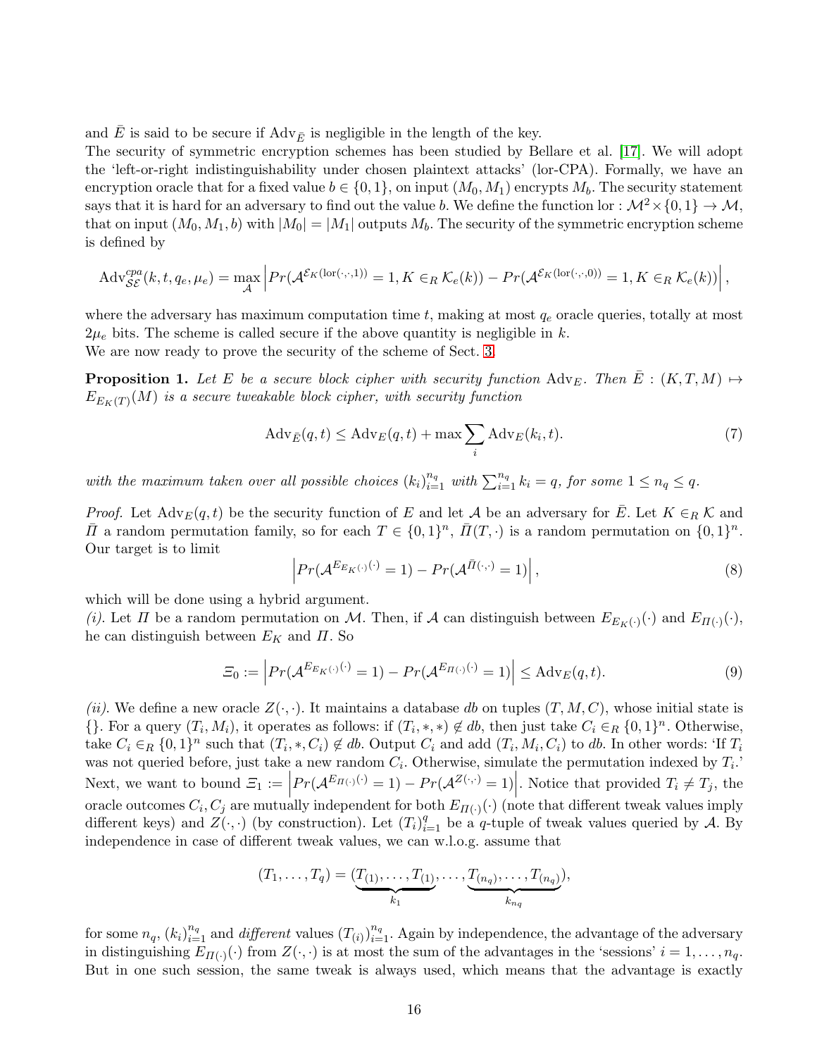and $\bar{E}$ is said to be secure if $\mathrm{Adv}_{\bar{E}}$ is negligible in the length of the key.
The security of symmetric encryption schemes has been studied by Bellare et al. [17]. We will adopt the 'left-or-right indistinguishability under chosen plaintext attacks' (lor-CPA). Formally, we have an encryption oracle that for a fixed value $b \in \{0,1\}$, on input $(M_0, M_1)$ encrypts $M_b$. The security statement says that it is hard for an adversary to find out the value $b$. We define the function $\mathrm{lor} : \mathcal{M}^2 \times \{0,1\} \to \mathcal{M}$, that on input $(M_0, M_1, b)$ with $|M_0| = |M_1|$ outputs $M_b$. The security of the symmetric encryption scheme is defined by

$$\mathrm{Adv}^{cpa}_{\mathcal{SE}}(k,t,q_e,\mu_e) = \max_{\mathcal{A}} \left| Pr(\mathcal{A}^{\mathcal{E}_K(\mathrm{lor}(\cdot,\cdot,1))} = 1, K \in_R \mathcal{K}_e(k)) - Pr(\mathcal{A}^{\mathcal{E}_K(\mathrm{lor}(\cdot,\cdot,0))} = 1, K \in_R \mathcal{K}_e(k)) \right|,$$

where the adversary has maximum computation time $t$, making at most $q_e$ oracle queries, totally at most $2\mu_e$ bits. The scheme is called secure if the above quantity is negligible in $k$.
We are now ready to prove the security of the scheme of Sect. 3.

**Proposition 1.** *Let $E$ be a secure block cipher with security function $\mathrm{Adv}_E$. Then $\bar{E} : (K, T, M) \mapsto E_{E_K(T)}(M)$ is a secure tweakable block cipher, with security function*

$$\mathrm{Adv}_{\bar{E}}(q,t) \leq \mathrm{Adv}_E(q,t) + \max \sum_i \mathrm{Adv}_E(k_i, t). \tag{7}$$

*with the maximum taken over all possible choices $(k_i)_{i=1}^{n_q}$ with $\sum_{i=1}^{n_q} k_i = q$, for some $1 \leq n_q \leq q$.*

*Proof.* Let $\mathrm{Adv}_E(q,t)$ be the security function of $E$ and let $\mathcal{A}$ be an adversary for $\bar{E}$. Let $K \in_R \mathcal{K}$ and $\bar{\Pi}$ a random permutation family, so for each $T \in \{0,1\}^n$, $\bar{\Pi}(T,\cdot)$ is a random permutation on $\{0,1\}^n$. Our target is to limit

$$\left| Pr(\mathcal{A}^{E_{E_K(\cdot)}(\cdot)} = 1) - Pr(\mathcal{A}^{\bar{\Pi}(\cdot,\cdot)} = 1) \right|, \tag{8}$$

which will be done using a hybrid argument.
*(i).* Let $\Pi$ be a random permutation on $\mathcal{M}$. Then, if $\mathcal{A}$ can distinguish between $E_{E_K(\cdot)}(\cdot)$ and $E_{\Pi(\cdot)}(\cdot)$, he can distinguish between $E_K$ and $\Pi$. So

$$\Xi_0 := \left| Pr(\mathcal{A}^{E_{E_K(\cdot)}(\cdot)} = 1) - Pr(\mathcal{A}^{E_{\Pi(\cdot)}(\cdot)} = 1) \right| \leq \mathrm{Adv}_E(q,t). \tag{9}$$

*(ii).* We define a new oracle $Z(\cdot,\cdot)$. It maintains a database *db* on tuples $(T, M, C)$, whose initial state is $\{\}$. For a query $(T_i, M_i)$, it operates as follows: if $(T_i, *, *) \notin db$, then just take $C_i \in_R \{0,1\}^n$. Otherwise, take $C_i \in_R \{0,1\}^n$ such that $(T_i, *, C_i) \notin db$. Output $C_i$ and add $(T_i, M_i, C_i)$ to *db*. In other words: 'If $T_i$ was not queried before, just take a new random $C_i$. Otherwise, simulate the permutation indexed by $T_i$.'
Next, we want to bound $\Xi_1 := \left| Pr(\mathcal{A}^{E_{\Pi(\cdot)}(\cdot)} = 1) - Pr(\mathcal{A}^{Z(\cdot,\cdot)} = 1) \right|$. Notice that provided $T_i \neq T_j$, the oracle outcomes $C_i, C_j$ are mutually independent for both $E_{\Pi(\cdot)}(\cdot)$ (note that different tweak values imply different keys) and $Z(\cdot,\cdot)$ (by construction). Let $(T_i)_{i=1}^q$ be a $q$-tuple of tweak values queried by $\mathcal{A}$. By independence in case of different tweak values, we can w.l.o.g. assume that

$$(T_1, \ldots, T_q) = (\underbrace{T_{(1)}, \ldots, T_{(1)}}_{k_1}, \ldots, \underbrace{T_{(n_q)}, \ldots, T_{(n_q)}}_{k_{n_q}}),$$

for some $n_q$, $(k_i)_{i=1}^{n_q}$ and *different* values $(T_{(i)})_{i=1}^{n_q}$. Again by independence, the advantage of the adversary in distinguishing $E_{\Pi(\cdot)}(\cdot)$ from $Z(\cdot,\cdot)$ is at most the sum of the advantages in the 'sessions' $i = 1, \ldots, n_q$. But in one such session, the same tweak is always used, which means that the advantage is exactly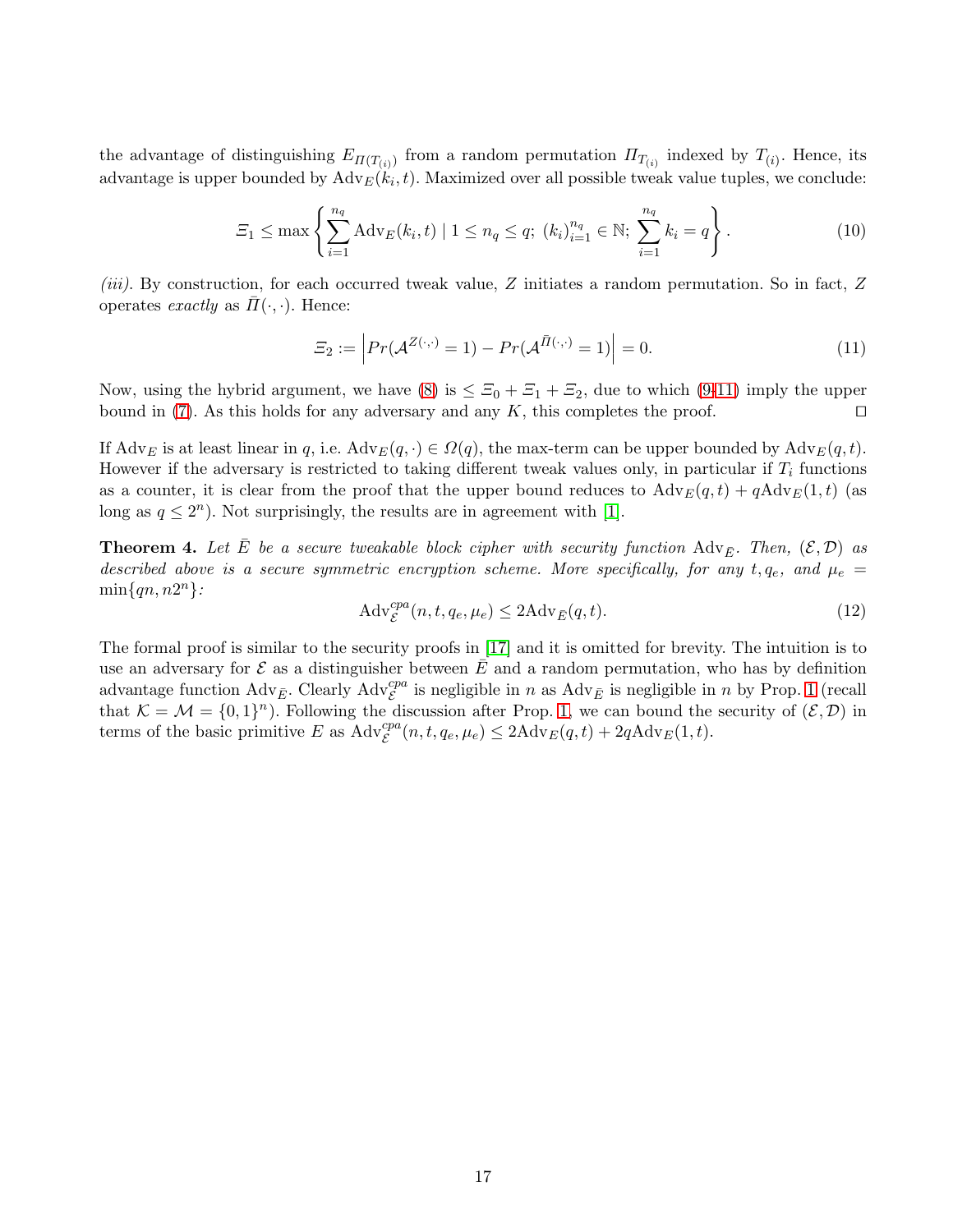the advantage of distinguishing $E_{\Pi(T_{(i)})}$ from a random permutation $\Pi_{T_{(i)}}$ indexed by $T_{(i)}$. Hence, its advantage is upper bounded by $\mathrm{Adv}_E(k_i, t)$. Maximized over all possible tweak value tuples, we conclude:

$$\Xi_1 \leq \max\left\{ \sum_{i=1}^{n_q} \mathrm{Adv}_E(k_i, t) \mid 1 \leq n_q \leq q;\ (k_i)_{i=1}^{n_q} \in \mathbb{N};\ \sum_{i=1}^{n_q} k_i = q \right\}. \tag{10}$$

*(iii).* By construction, for each occurred tweak value, $Z$ initiates a random permutation. So in fact, $Z$ operates *exactly* as $\bar{\Pi}(\cdot,\cdot)$. Hence:

$$\Xi_2 := \left| Pr(\mathcal{A}^{Z(\cdot,\cdot)} = 1) - Pr(\mathcal{A}^{\bar{\Pi}(\cdot,\cdot)} = 1) \right| = 0. \tag{11}$$

Now, using the hybrid argument, we have (8) is $\leq \Xi_0 + \Xi_1 + \Xi_2$, due to which (9-11) imply the upper bound in (7). As this holds for any adversary and any $K$, this completes the proof. ◻

If $\mathrm{Adv}_E$ is at least linear in $q$, i.e. $\mathrm{Adv}_E(q, \cdot) \in \Omega(q)$, the max-term can be upper bounded by $\mathrm{Adv}_E(q, t)$. However if the adversary is restricted to taking different tweak values only, in particular if $T_i$ functions as a counter, it is clear from the proof that the upper bound reduces to $\mathrm{Adv}_E(q, t) + q\mathrm{Adv}_E(1, t)$ (as long as $q \leq 2^n$). Not surprisingly, the results are in agreement with [1].

**Theorem 4.** *Let $\bar{E}$ be a secure tweakable block cipher with security function $\mathrm{Adv}_{\bar{E}}$. Then, $(\mathcal{E}, \mathcal{D})$ as described above is a secure symmetric encryption scheme. More specifically, for any $t, q_e$, and $\mu_e = \min\{qn, n2^n\}$:*

$$\mathrm{Adv}_{\mathcal{E}}^{cpa}(n, t, q_e, \mu_e) \leq 2\mathrm{Adv}_{\bar{E}}(q, t). \tag{12}$$

The formal proof is similar to the security proofs in [17] and it is omitted for brevity. The intuition is to use an adversary for $\mathcal{E}$ as a distinguisher between $\bar{E}$ and a random permutation, who has by definition advantage function $\mathrm{Adv}_{\bar{E}}$. Clearly $\mathrm{Adv}_{\mathcal{E}}^{cpa}$ is negligible in $n$ as $\mathrm{Adv}_{\bar{E}}$ is negligible in $n$ by Prop. 1 (recall that $\mathcal{K} = \mathcal{M} = \{0,1\}^n$). Following the discussion after Prop. 1, we can bound the security of $(\mathcal{E}, \mathcal{D})$ in terms of the basic primitive $E$ as $\mathrm{Adv}_{\mathcal{E}}^{cpa}(n, t, q_e, \mu_e) \leq 2\mathrm{Adv}_E(q, t) + 2q\mathrm{Adv}_E(1, t)$.